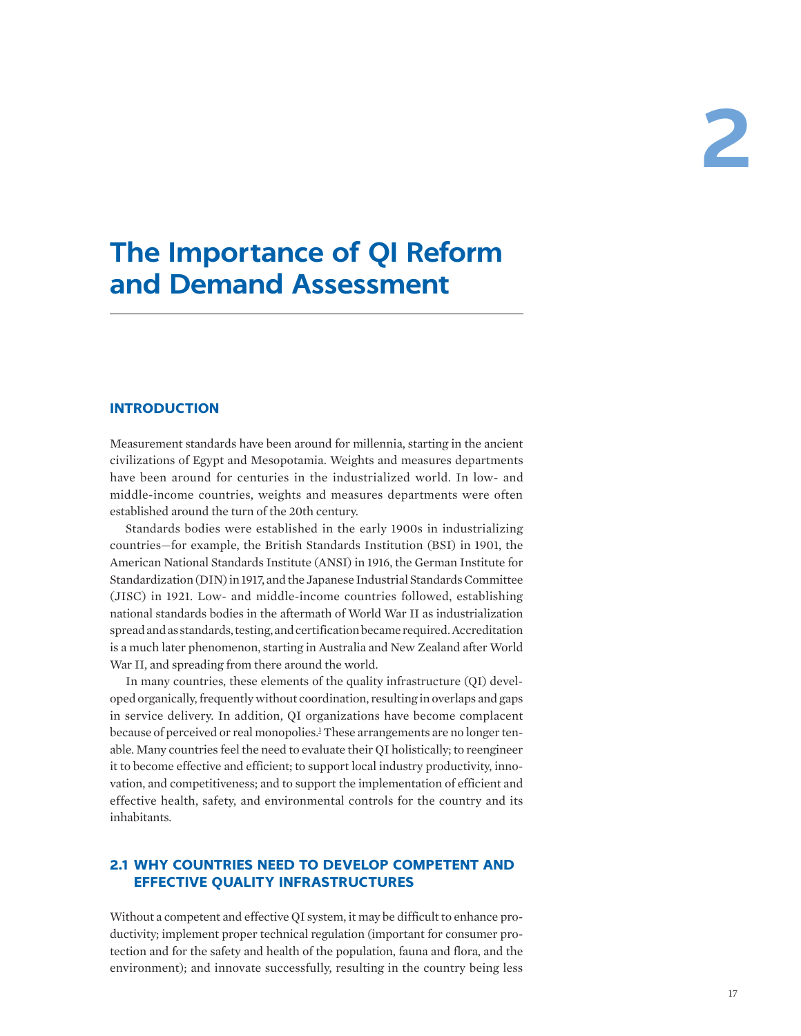# 2

# The Importance of QI Reform and Demand Assessment

## INTRODUCTION

Measurement standards have been around for millennia, starting in the ancient civilizations of Egypt and Mesopotamia. Weights and measures departments have been around for centuries in the industrialized world. In low- and middle-income countries, weights and measures departments were often established around the turn of the 20th century.

Standards bodies were established in the early 1900s in industrializing countries—for example, the British Standards Institution (BSI) in 1901, the American National Standards Institute (ANSI) in 1916, the German Institute for Standardization (DIN) in 1917, and the Japanese Industrial Standards Committee (JISC) in 1921. Low- and middle-income countries followed, establishing national standards bodies in the aftermath of World War II as industrialization spread and as standards, testing, and certification became required. Accreditation is a much later phenomenon, starting in Australia and New Zealand after World War II, and spreading from there around the world.

In many countries, these elements of the quality infrastructure (QI) developed organically, frequently without coordination, resulting in overlaps and gaps in service delivery. In addition, QI organizations have become complacent because of perceived or real monopolies.[1] These arrangements are no longer tenable. Many countries feel the need to evaluate their QI holistically; to reengineer it to become effective and efficient; to support local industry productivity, innovation, and competitiveness; and to support the implementation of efficient and effective health, safety, and environmental controls for the country and its inhabitants.

## 2.1 WHY COUNTRIES NEED TO DEVELOP COMPETENT AND EFFECTIVE QUALITY INFRASTRUCTURES

Without a competent and effective QI system, it may be difficult to enhance productivity; implement proper technical regulation (important for consumer protection and for the safety and health of the population, fauna and flora, and the environment); and innovate successfully, resulting in the country being less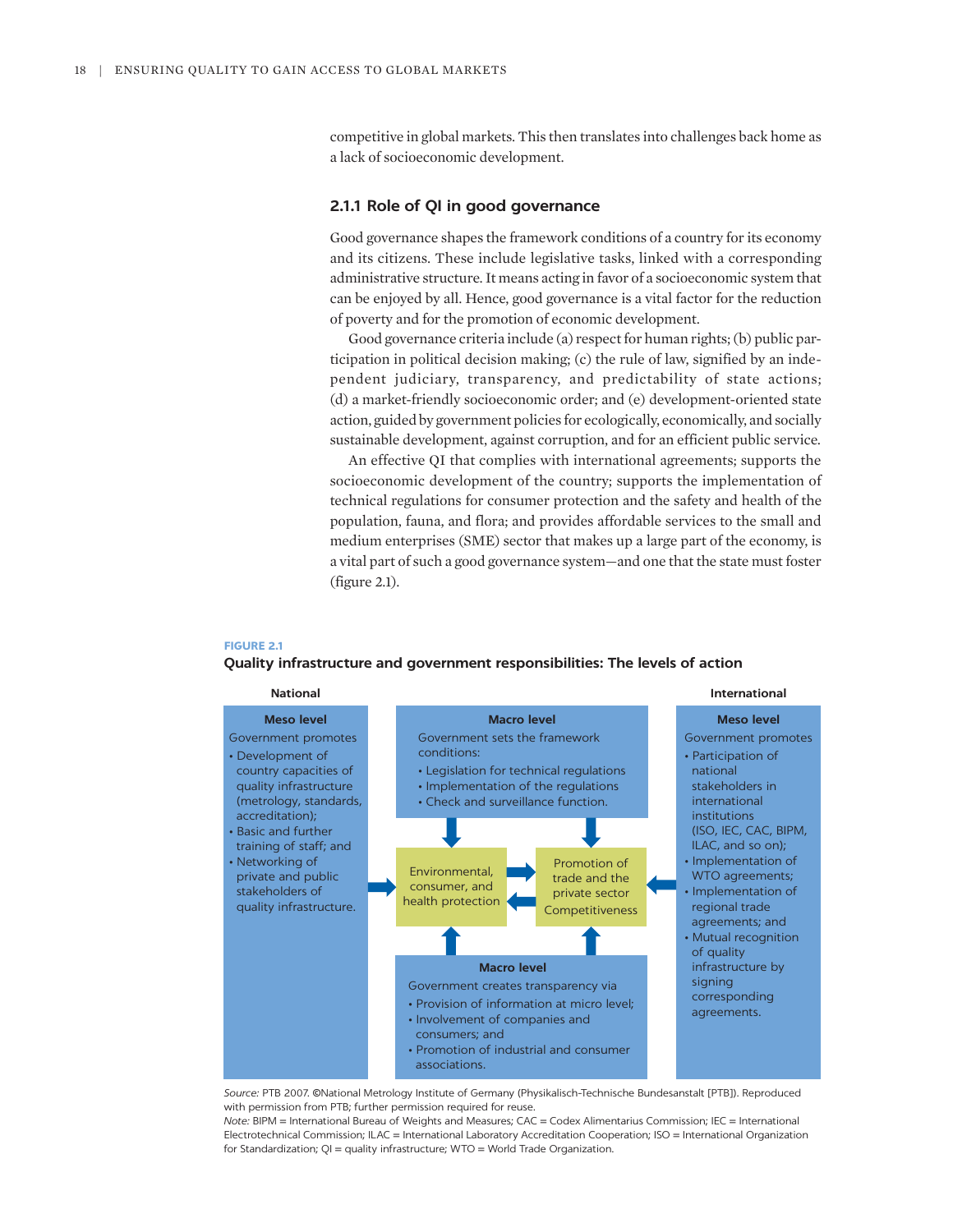competitive in global markets. This then translates into challenges back home as a lack of socioeconomic development.

### 2.1.1 Role of QI in good governance

Good governance shapes the framework conditions of a country for its economy and its citizens. These include legislative tasks, linked with a corresponding administrative structure. It means acting in favor of a socioeconomic system that can be enjoyed by all. Hence, good governance is a vital factor for the reduction of poverty and for the promotion of economic development.

Good governance criteria include (a) respect for human rights; (b) public participation in political decision making; (c) the rule of law, signified by an independent judiciary, transparency, and predictability of state actions; (d) a market-friendly socioeconomic order; and (e) development-oriented state action, guided by government policies for ecologically, economically, and socially sustainable development, against corruption, and for an efficient public service.

An effective QI that complies with international agreements; supports the socioeconomic development of the country; supports the implementation of technical regulations for consumer protection and the safety and health of the population, fauna, and flora; and provides affordable services to the small and medium enterprises (SME) sector that makes up a large part of the economy, is a vital part of such a good governance system—and one that the state must foster (figure 2.1).

**FIGURE 2.1**

**Quality infrastructure and government responsibilities: The levels of action**

**National**

**Meso level**

Government promotes

- Development of country capacities of quality infrastructure (metrology, standards, accreditation);
- Basic and further training of staff; and
- Networking of private and public stakeholders of quality infrastructure.

**Macro level**

Government sets the framework conditions:

- Legislation for technical regulations
- Implementation of the regulations
- Check and surveillance function.

Environmental, consumer, and health protection

Promotion of trade and the private sector Competitiveness

**Macro level**

Government creates transparency via

- Provision of information at micro level;
- Involvement of companies and consumers; and
- Promotion of industrial and consumer associations.

**International**

**Meso level**

Government promotes

- Participation of national stakeholders in international institutions (ISO, IEC, CAC, BIPM, ILAC, and so on);
- Implementation of WTO agreements;
- Implementation of regional trade agreements; and
- Mutual recognition of quality infrastructure by signing corresponding agreements.

*Source:* PTB 2007. ©National Metrology Institute of Germany (Physikalisch-Technische Bundesanstalt [PTB]). Reproduced with permission from PTB; further permission required for reuse.

*Note:* BIPM = International Bureau of Weights and Measures; CAC = Codex Alimentarius Commission; IEC = International Electrotechnical Commission; ILAC = International Laboratory Accreditation Cooperation; ISO = International Organization for Standardization; QI = quality infrastructure; WTO = World Trade Organization.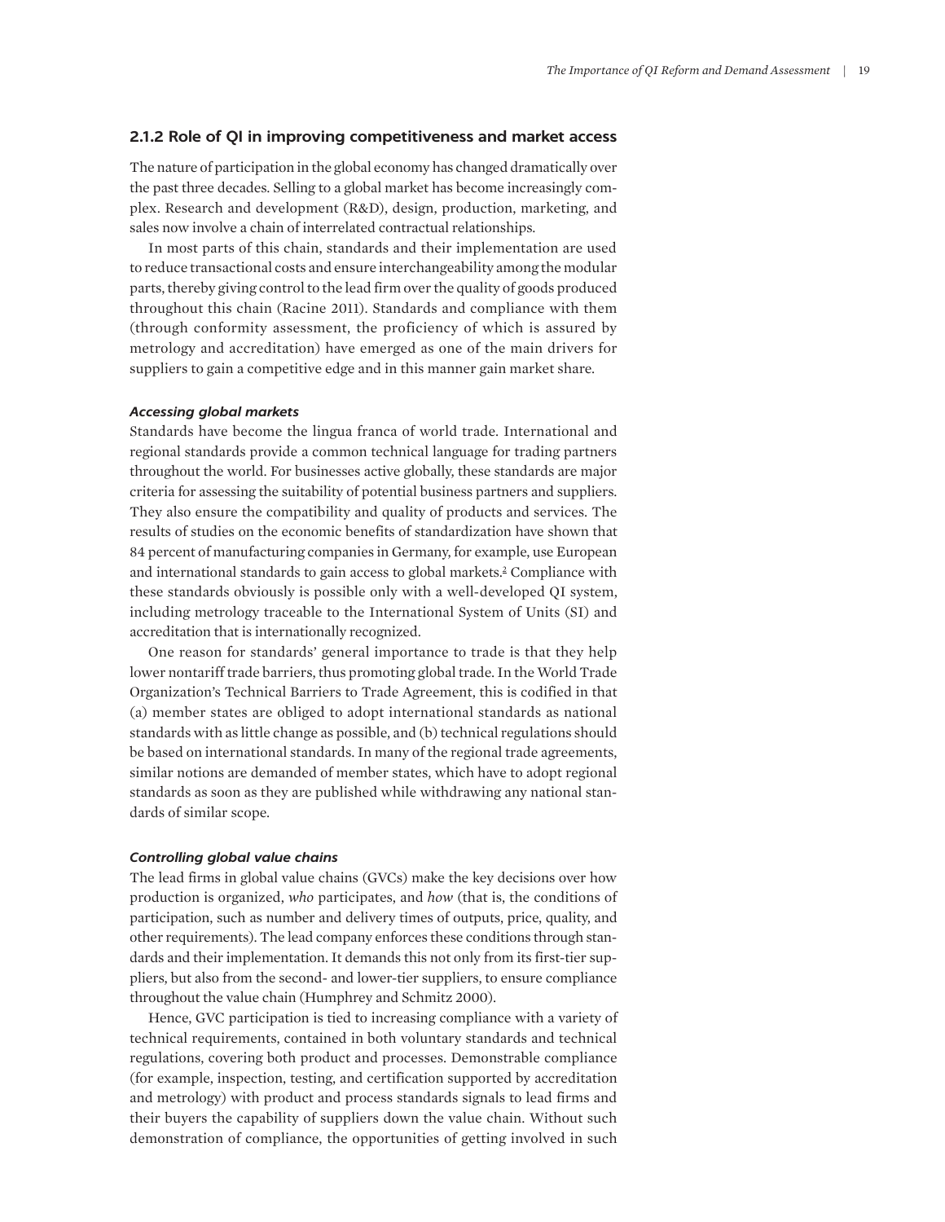### 2.1.2 Role of QI in improving competitiveness and market access

The nature of participation in the global economy has changed dramatically over the past three decades. Selling to a global market has become increasingly complex. Research and development (R&D), design, production, marketing, and sales now involve a chain of interrelated contractual relationships.

In most parts of this chain, standards and their implementation are used to reduce transactional costs and ensure interchangeability among the modular parts, thereby giving control to the lead firm over the quality of goods produced throughout this chain (Racine 2011). Standards and compliance with them (through conformity assessment, the proficiency of which is assured by metrology and accreditation) have emerged as one of the main drivers for suppliers to gain a competitive edge and in this manner gain market share.

#### *Accessing global markets*

Standards have become the lingua franca of world trade. International and regional standards provide a common technical language for trading partners throughout the world. For businesses active globally, these standards are major criteria for assessing the suitability of potential business partners and suppliers. They also ensure the compatibility and quality of products and services. The results of studies on the economic benefits of standardization have shown that 84 percent of manufacturing companies in Germany, for example, use European and international standards to gain access to global markets.[2] Compliance with these standards obviously is possible only with a well-developed QI system, including metrology traceable to the International System of Units (SI) and accreditation that is internationally recognized.

One reason for standards' general importance to trade is that they help lower nontariff trade barriers, thus promoting global trade. In the World Trade Organization's Technical Barriers to Trade Agreement, this is codified in that (a) member states are obliged to adopt international standards as national standards with as little change as possible, and (b) technical regulations should be based on international standards. In many of the regional trade agreements, similar notions are demanded of member states, which have to adopt regional standards as soon as they are published while withdrawing any national standards of similar scope.

#### *Controlling global value chains*

The lead firms in global value chains (GVCs) make the key decisions over how production is organized, *who* participates, and *how* (that is, the conditions of participation, such as number and delivery times of outputs, price, quality, and other requirements). The lead company enforces these conditions through standards and their implementation. It demands this not only from its first-tier suppliers, but also from the second- and lower-tier suppliers, to ensure compliance throughout the value chain (Humphrey and Schmitz 2000).

Hence, GVC participation is tied to increasing compliance with a variety of technical requirements, contained in both voluntary standards and technical regulations, covering both product and processes. Demonstrable compliance (for example, inspection, testing, and certification supported by accreditation and metrology) with product and process standards signals to lead firms and their buyers the capability of suppliers down the value chain. Without such demonstration of compliance, the opportunities of getting involved in such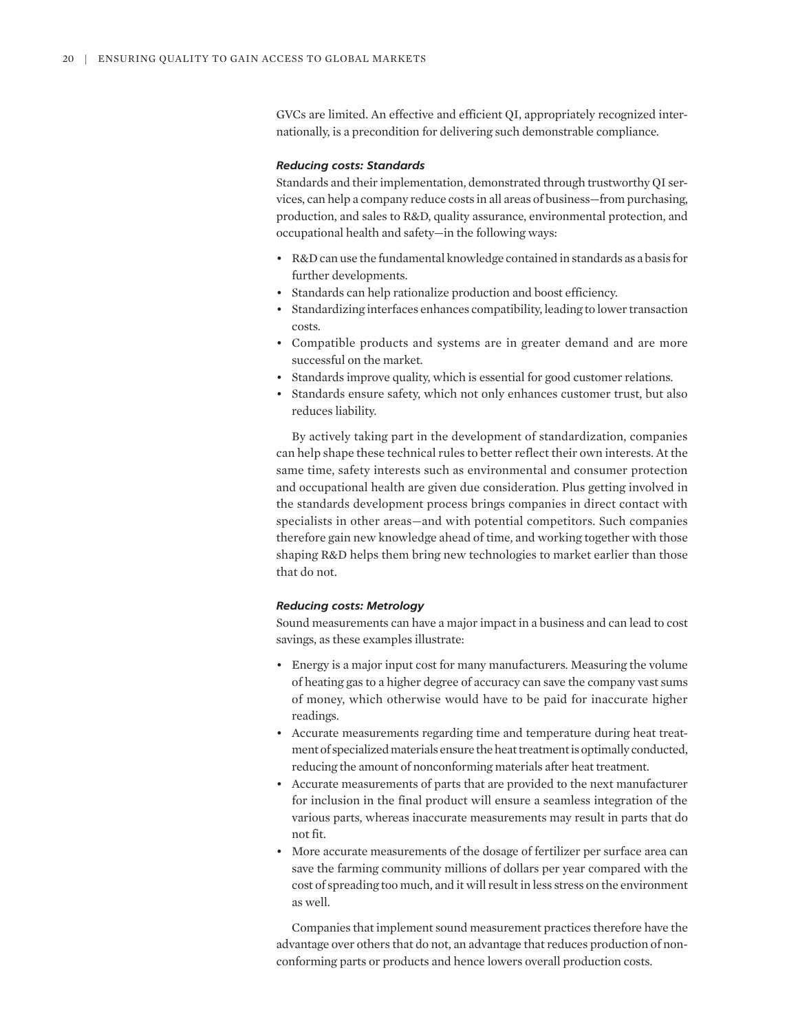GVCs are limited. An effective and efficient QI, appropriately recognized internationally, is a precondition for delivering such demonstrable compliance.

#### *Reducing costs: Standards*

Standards and their implementation, demonstrated through trustworthy QI services, can help a company reduce costs in all areas of business—from purchasing, production, and sales to R&D, quality assurance, environmental protection, and occupational health and safety—in the following ways:

- R&D can use the fundamental knowledge contained in standards as a basis for further developments.
- Standards can help rationalize production and boost efficiency.
- Standardizing interfaces enhances compatibility, leading to lower transaction costs.
- Compatible products and systems are in greater demand and are more successful on the market.
- Standards improve quality, which is essential for good customer relations.
- Standards ensure safety, which not only enhances customer trust, but also reduces liability.

By actively taking part in the development of standardization, companies can help shape these technical rules to better reflect their own interests. At the same time, safety interests such as environmental and consumer protection and occupational health are given due consideration. Plus getting involved in the standards development process brings companies in direct contact with specialists in other areas—and with potential competitors. Such companies therefore gain new knowledge ahead of time, and working together with those shaping R&D helps them bring new technologies to market earlier than those that do not.

#### *Reducing costs: Metrology*

Sound measurements can have a major impact in a business and can lead to cost savings, as these examples illustrate:

- Energy is a major input cost for many manufacturers. Measuring the volume of heating gas to a higher degree of accuracy can save the company vast sums of money, which otherwise would have to be paid for inaccurate higher readings.
- Accurate measurements regarding time and temperature during heat treatment of specialized materials ensure the heat treatment is optimally conducted, reducing the amount of nonconforming materials after heat treatment.
- Accurate measurements of parts that are provided to the next manufacturer for inclusion in the final product will ensure a seamless integration of the various parts, whereas inaccurate measurements may result in parts that do not fit.
- More accurate measurements of the dosage of fertilizer per surface area can save the farming community millions of dollars per year compared with the cost of spreading too much, and it will result in less stress on the environment as well.

Companies that implement sound measurement practices therefore have the advantage over others that do not, an advantage that reduces production of nonconforming parts or products and hence lowers overall production costs.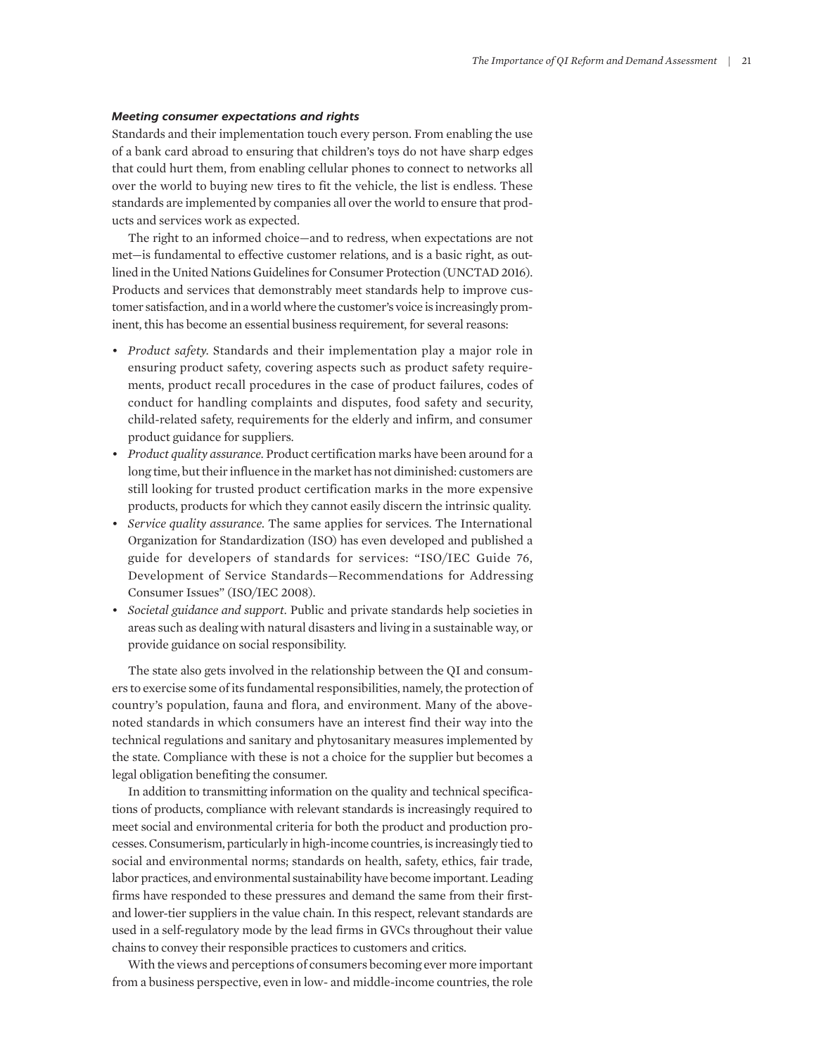#### *Meeting consumer expectations and rights*

Standards and their implementation touch every person. From enabling the use of a bank card abroad to ensuring that children's toys do not have sharp edges that could hurt them, from enabling cellular phones to connect to networks all over the world to buying new tires to fit the vehicle, the list is endless. These standards are implemented by companies all over the world to ensure that products and services work as expected.

The right to an informed choice—and to redress, when expectations are not met—is fundamental to effective customer relations, and is a basic right, as outlined in the United Nations Guidelines for Consumer Protection (UNCTAD 2016). Products and services that demonstrably meet standards help to improve customer satisfaction, and in a world where the customer's voice is increasingly prominent, this has become an essential business requirement, for several reasons:

- *Product safety.* Standards and their implementation play a major role in ensuring product safety, covering aspects such as product safety requirements, product recall procedures in the case of product failures, codes of conduct for handling complaints and disputes, food safety and security, child-related safety, requirements for the elderly and infirm, and consumer product guidance for suppliers.
- *Product quality assurance.* Product certification marks have been around for a long time, but their influence in the market has not diminished: customers are still looking for trusted product certification marks in the more expensive products, products for which they cannot easily discern the intrinsic quality.
- *Service quality assurance.* The same applies for services. The International Organization for Standardization (ISO) has even developed and published a guide for developers of standards for services: "ISO/IEC Guide 76, Development of Service Standards—Recommendations for Addressing Consumer Issues" (ISO/IEC 2008).
- *Societal guidance and support.* Public and private standards help societies in areas such as dealing with natural disasters and living in a sustainable way, or provide guidance on social responsibility.

The state also gets involved in the relationship between the QI and consumers to exercise some of its fundamental responsibilities, namely, the protection of country's population, fauna and flora, and environment. Many of the above-noted standards in which consumers have an interest find their way into the technical regulations and sanitary and phytosanitary measures implemented by the state. Compliance with these is not a choice for the supplier but becomes a legal obligation benefiting the consumer.

In addition to transmitting information on the quality and technical specifications of products, compliance with relevant standards is increasingly required to meet social and environmental criteria for both the product and production processes. Consumerism, particularly in high-income countries, is increasingly tied to social and environmental norms; standards on health, safety, ethics, fair trade, labor practices, and environmental sustainability have become important. Leading firms have responded to these pressures and demand the same from their first- and lower-tier suppliers in the value chain. In this respect, relevant standards are used in a self-regulatory mode by the lead firms in GVCs throughout their value chains to convey their responsible practices to customers and critics.

With the views and perceptions of consumers becoming ever more important from a business perspective, even in low- and middle-income countries, the role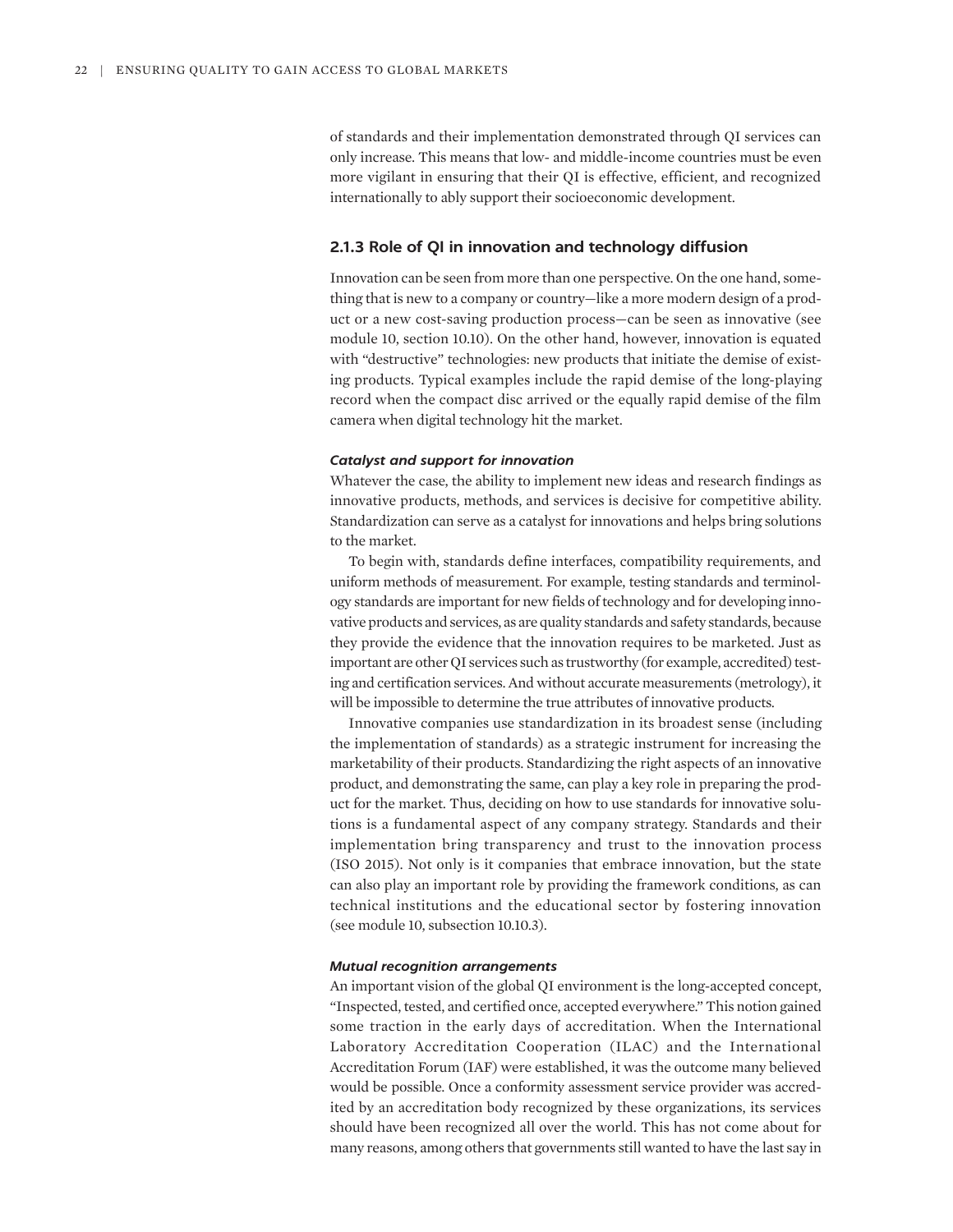of standards and their implementation demonstrated through QI services can only increase. This means that low- and middle-income countries must be even more vigilant in ensuring that their QI is effective, efficient, and recognized internationally to ably support their socioeconomic development.

### 2.1.3 Role of QI in innovation and technology diffusion

Innovation can be seen from more than one perspective. On the one hand, something that is new to a company or country—like a more modern design of a product or a new cost-saving production process—can be seen as innovative (see module 10, section 10.10). On the other hand, however, innovation is equated with "destructive" technologies: new products that initiate the demise of existing products. Typical examples include the rapid demise of the long-playing record when the compact disc arrived or the equally rapid demise of the film camera when digital technology hit the market.

#### *Catalyst and support for innovation*

Whatever the case, the ability to implement new ideas and research findings as innovative products, methods, and services is decisive for competitive ability. Standardization can serve as a catalyst for innovations and helps bring solutions to the market.

To begin with, standards define interfaces, compatibility requirements, and uniform methods of measurement. For example, testing standards and terminology standards are important for new fields of technology and for developing innovative products and services, as are quality standards and safety standards, because they provide the evidence that the innovation requires to be marketed. Just as important are other QI services such as trustworthy (for example, accredited) testing and certification services. And without accurate measurements (metrology), it will be impossible to determine the true attributes of innovative products.

Innovative companies use standardization in its broadest sense (including the implementation of standards) as a strategic instrument for increasing the marketability of their products. Standardizing the right aspects of an innovative product, and demonstrating the same, can play a key role in preparing the product for the market. Thus, deciding on how to use standards for innovative solutions is a fundamental aspect of any company strategy. Standards and their implementation bring transparency and trust to the innovation process (ISO 2015). Not only is it companies that embrace innovation, but the state can also play an important role by providing the framework conditions, as can technical institutions and the educational sector by fostering innovation (see module 10, subsection 10.10.3).

#### *Mutual recognition arrangements*

An important vision of the global QI environment is the long-accepted concept, "Inspected, tested, and certified once, accepted everywhere." This notion gained some traction in the early days of accreditation. When the International Laboratory Accreditation Cooperation (ILAC) and the International Accreditation Forum (IAF) were established, it was the outcome many believed would be possible. Once a conformity assessment service provider was accredited by an accreditation body recognized by these organizations, its services should have been recognized all over the world. This has not come about for many reasons, among others that governments still wanted to have the last say in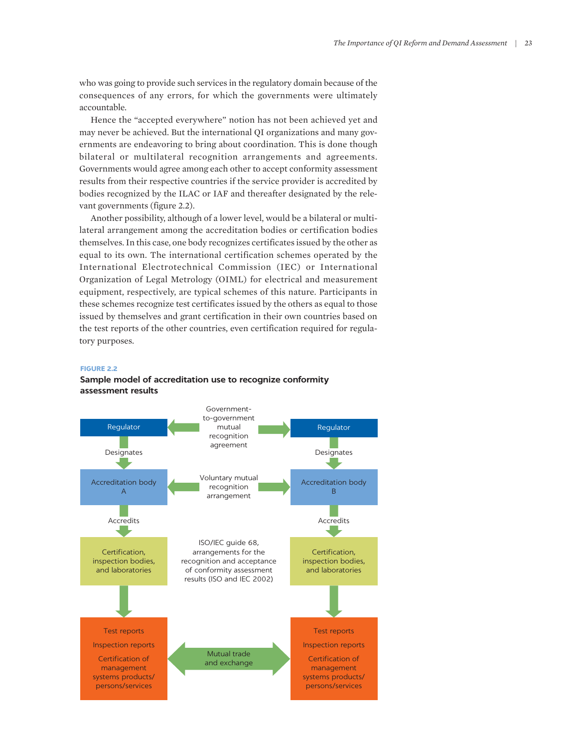who was going to provide such services in the regulatory domain because of the consequences of any errors, for which the governments were ultimately accountable.

Hence the "accepted everywhere" notion has not been achieved yet and may never be achieved. But the international QI organizations and many governments are endeavoring to bring about coordination. This is done though bilateral or multilateral recognition arrangements and agreements. Governments would agree among each other to accept conformity assessment results from their respective countries if the service provider is accredited by bodies recognized by the ILAC or IAF and thereafter designated by the relevant governments (figure 2.2).

Another possibility, although of a lower level, would be a bilateral or multilateral arrangement among the accreditation bodies or certification bodies themselves. In this case, one body recognizes certificates issued by the other as equal to its own. The international certification schemes operated by the International Electrotechnical Commission (IEC) or International Organization of Legal Metrology (OIML) for electrical and measurement equipment, respectively, are typical schemes of this nature. Participants in these schemes recognize test certificates issued by the others as equal to those issued by themselves and grant certification in their own countries based on the test reports of the other countries, even certification required for regulatory purposes.

**FIGURE 2.2**

**Sample model of accreditation use to recognize conformity assessment results**

Regulator ⟷ Government-to-government mutual recognition agreement ⟷ Regulator

Designates | Designates

Accreditation body A ⟷ Voluntary mutual recognition arrangement ⟷ Accreditation body B

Accredits | Accredits

Certification, inspection bodies, and laboratories | ISO/IEC guide 68, arrangements for the recognition and acceptance of conformity assessment results (ISO and IEC 2002) | Certification, inspection bodies, and laboratories

Test reports, Inspection reports, Certification of management systems products/persons/services ⟷ Mutual trade and exchange ⟷ Test reports, Inspection reports, Certification of management systems products/persons/services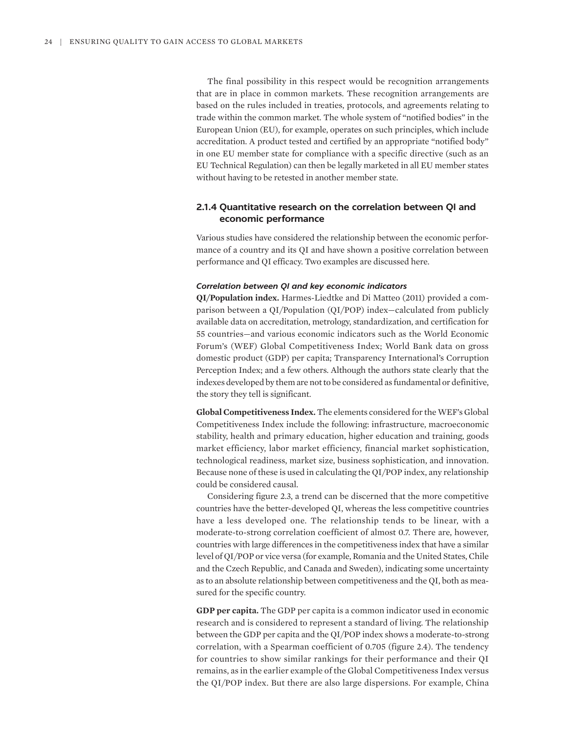The final possibility in this respect would be recognition arrangements that are in place in common markets. These recognition arrangements are based on the rules included in treaties, protocols, and agreements relating to trade within the common market. The whole system of "notified bodies" in the European Union (EU), for example, operates on such principles, which include accreditation. A product tested and certified by an appropriate "notified body" in one EU member state for compliance with a specific directive (such as an EU Technical Regulation) can then be legally marketed in all EU member states without having to be retested in another member state.

### 2.1.4 Quantitative research on the correlation between QI and economic performance

Various studies have considered the relationship between the economic performance of a country and its QI and have shown a positive correlation between performance and QI efficacy. Two examples are discussed here.

#### *Correlation between QI and key economic indicators*

**QI/Population index.** Harmes-Liedtke and Di Matteo (2011) provided a comparison between a QI/Population (QI/POP) index—calculated from publicly available data on accreditation, metrology, standardization, and certification for 55 countries—and various economic indicators such as the World Economic Forum's (WEF) Global Competitiveness Index; World Bank data on gross domestic product (GDP) per capita; Transparency International's Corruption Perception Index; and a few others. Although the authors state clearly that the indexes developed by them are not to be considered as fundamental or definitive, the story they tell is significant.

**Global Competitiveness Index.** The elements considered for the WEF's Global Competitiveness Index include the following: infrastructure, macroeconomic stability, health and primary education, higher education and training, goods market efficiency, labor market efficiency, financial market sophistication, technological readiness, market size, business sophistication, and innovation. Because none of these is used in calculating the QI/POP index, any relationship could be considered causal.

Considering figure 2.3, a trend can be discerned that the more competitive countries have the better-developed QI, whereas the less competitive countries have a less developed one. The relationship tends to be linear, with a moderate-to-strong correlation coefficient of almost 0.7. There are, however, countries with large differences in the competitiveness index that have a similar level of QI/POP or vice versa (for example, Romania and the United States, Chile and the Czech Republic, and Canada and Sweden), indicating some uncertainty as to an absolute relationship between competitiveness and the QI, both as measured for the specific country.

**GDP per capita.** The GDP per capita is a common indicator used in economic research and is considered to represent a standard of living. The relationship between the GDP per capita and the QI/POP index shows a moderate-to-strong correlation, with a Spearman coefficient of 0.705 (figure 2.4). The tendency for countries to show similar rankings for their performance and their QI remains, as in the earlier example of the Global Competitiveness Index versus the QI/POP index. But there are also large dispersions. For example, China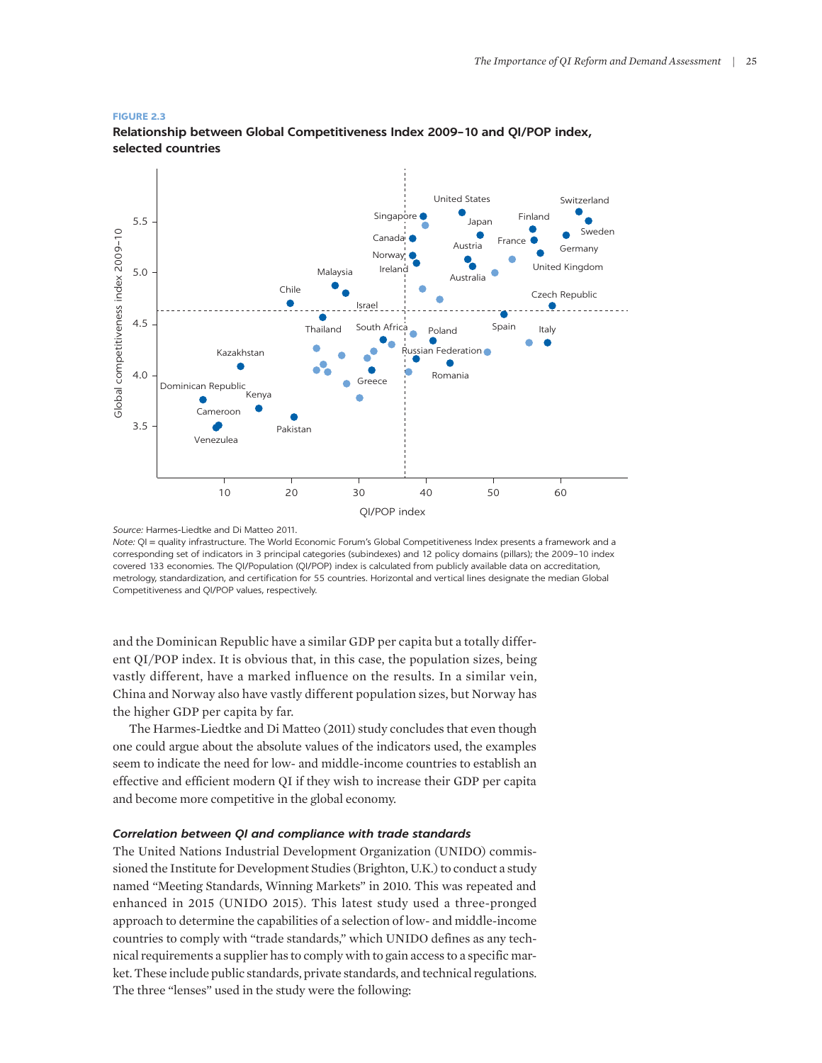**FIGURE 2.3**

**Relationship between Global Competitiveness Index 2009–10 and QI/POP index, selected countries**

*Source:* Harmes-Liedtke and Di Matteo 2011.

*Note:* QI = quality infrastructure. The World Economic Forum's Global Competitiveness Index presents a framework and a corresponding set of indicators in 3 principal categories (subindexes) and 12 policy domains (pillars); the 2009–10 index covered 133 economies. The QI/Population (QI/POP) index is calculated from publicly available data on accreditation, metrology, standardization, and certification for 55 countries. Horizontal and vertical lines designate the median Global Competitiveness and QI/POP values, respectively.

and the Dominican Republic have a similar GDP per capita but a totally different QI/POP index. It is obvious that, in this case, the population sizes, being vastly different, have a marked influence on the results. In a similar vein, China and Norway also have vastly different population sizes, but Norway has the higher GDP per capita by far.

The Harmes-Liedtke and Di Matteo (2011) study concludes that even though one could argue about the absolute values of the indicators used, the examples seem to indicate the need for low- and middle-income countries to establish an effective and efficient modern QI if they wish to increase their GDP per capita and become more competitive in the global economy.

### *Correlation between QI and compliance with trade standards*

The United Nations Industrial Development Organization (UNIDO) commissioned the Institute for Development Studies (Brighton, U.K.) to conduct a study named "Meeting Standards, Winning Markets" in 2010. This was repeated and enhanced in 2015 (UNIDO 2015). This latest study used a three-pronged approach to determine the capabilities of a selection of low- and middle-income countries to comply with "trade standards," which UNIDO defines as any technical requirements a supplier has to comply with to gain access to a specific market. These include public standards, private standards, and technical regulations. The three "lenses" used in the study were the following: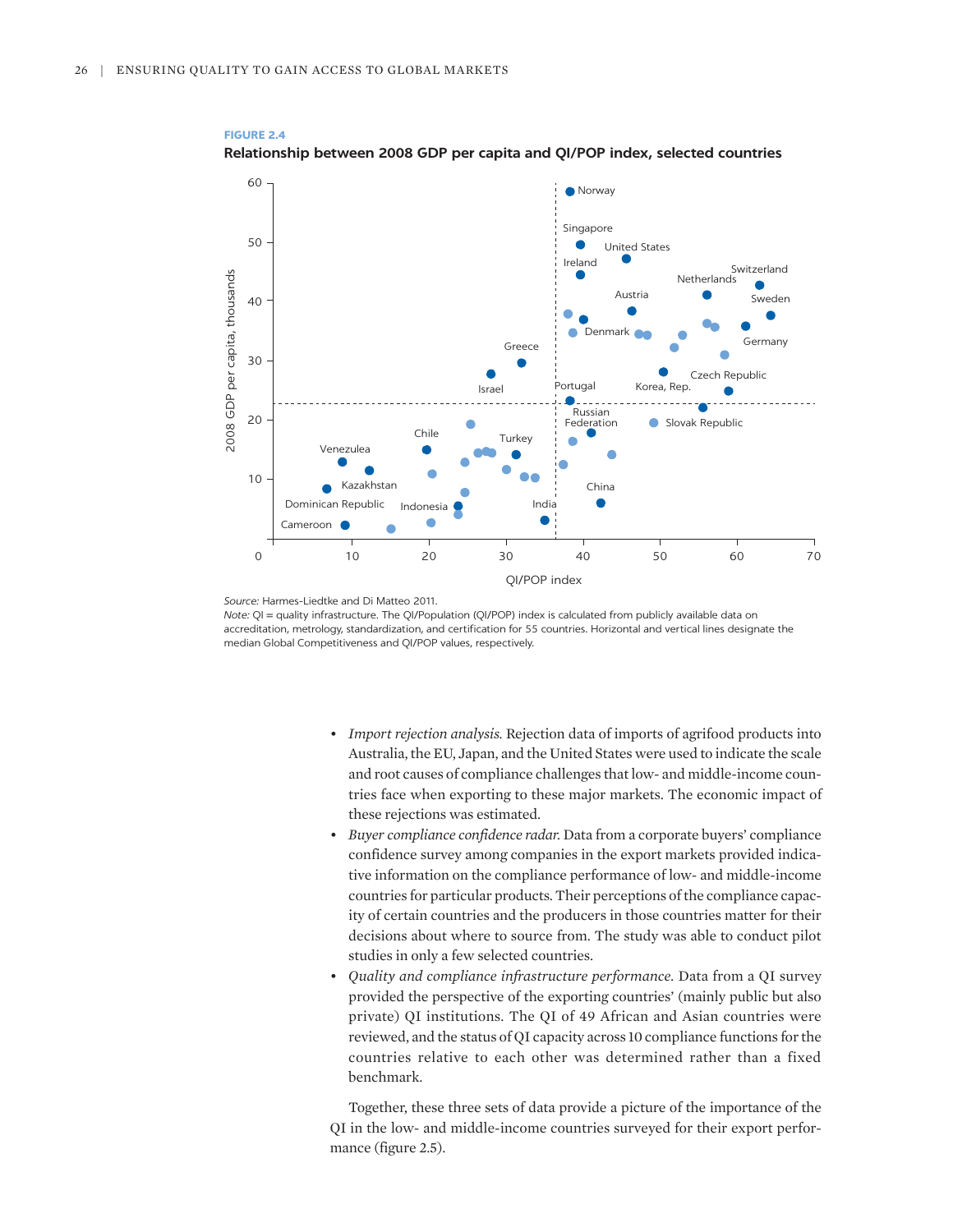**FIGURE 2.4**

**Relationship between 2008 GDP per capita and QI/POP index, selected countries**

*Source:* Harmes-Liedtke and Di Matteo 2011.

*Note:* QI = quality infrastructure. The QI/Population (QI/POP) index is calculated from publicly available data on accreditation, metrology, standardization, and certification for 55 countries. Horizontal and vertical lines designate the median Global Competitiveness and QI/POP values, respectively.

- *Import rejection analysis.* Rejection data of imports of agrifood products into Australia, the EU, Japan, and the United States were used to indicate the scale and root causes of compliance challenges that low- and middle-income countries face when exporting to these major markets. The economic impact of these rejections was estimated.
- *Buyer compliance confidence radar.* Data from a corporate buyers' compliance confidence survey among companies in the export markets provided indicative information on the compliance performance of low- and middle-income countries for particular products. Their perceptions of the compliance capacity of certain countries and the producers in those countries matter for their decisions about where to source from. The study was able to conduct pilot studies in only a few selected countries.
- *Quality and compliance infrastructure performance.* Data from a QI survey provided the perspective of the exporting countries' (mainly public but also private) QI institutions. The QI of 49 African and Asian countries were reviewed, and the status of QI capacity across 10 compliance functions for the countries relative to each other was determined rather than a fixed benchmark.

Together, these three sets of data provide a picture of the importance of the QI in the low- and middle-income countries surveyed for their export performance (figure 2.5).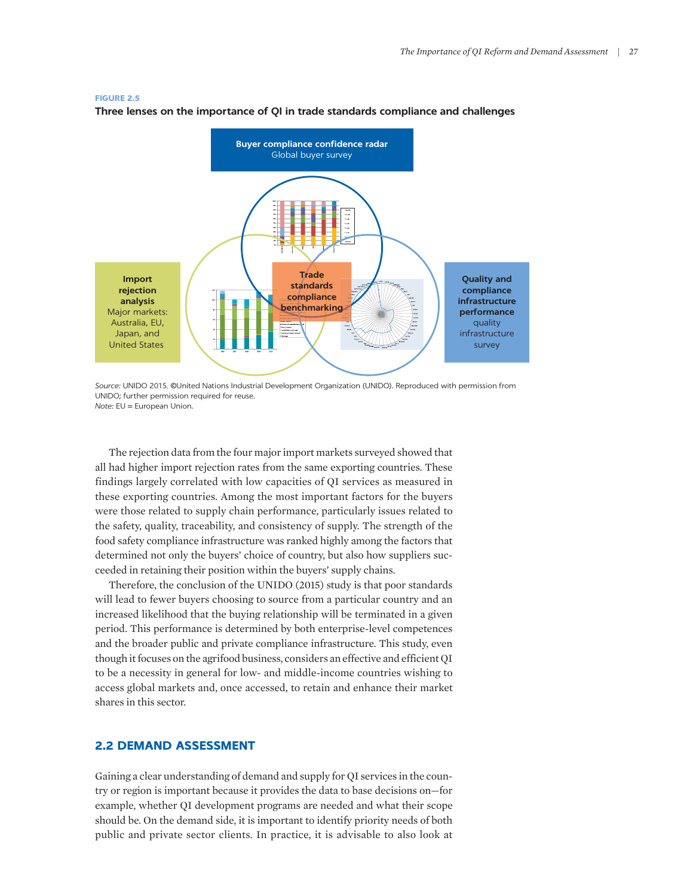**FIGURE 2.5**

**Three lenses on the importance of QI in trade standards compliance and challenges**

**Buyer compliance confidence radar**
Global buyer survey

**Import rejection analysis**
Major markets: Australia, EU, Japan, and United States

**Trade standards compliance benchmarking**

**Quality and compliance infrastructure performance**
quality infrastructure survey

*Source:* UNIDO 2015. ©United Nations Industrial Development Organization (UNIDO). Reproduced with permission from UNIDO; further permission required for reuse.
*Note:* EU = European Union.

The rejection data from the four major import markets surveyed showed that all had higher import rejection rates from the same exporting countries. These findings largely correlated with low capacities of QI services as measured in these exporting countries. Among the most important factors for the buyers were those related to supply chain performance, particularly issues related to the safety, quality, traceability, and consistency of supply. The strength of the food safety compliance infrastructure was ranked highly among the factors that determined not only the buyers' choice of country, but also how suppliers succeeded in retaining their position within the buyers' supply chains.

Therefore, the conclusion of the UNIDO (2015) study is that poor standards will lead to fewer buyers choosing to source from a particular country and an increased likelihood that the buying relationship will be terminated in a given period. This performance is determined by both enterprise-level competences and the broader public and private compliance infrastructure. This study, even though it focuses on the agrifood business, considers an effective and efficient QI to be a necessity in general for low- and middle-income countries wishing to access global markets and, once accessed, to retain and enhance their market shares in this sector.

## 2.2 DEMAND ASSESSMENT

Gaining a clear understanding of demand and supply for QI services in the country or region is important because it provides the data to base decisions on—for example, whether QI development programs are needed and what their scope should be. On the demand side, it is important to identify priority needs of both public and private sector clients. In practice, it is advisable to also look at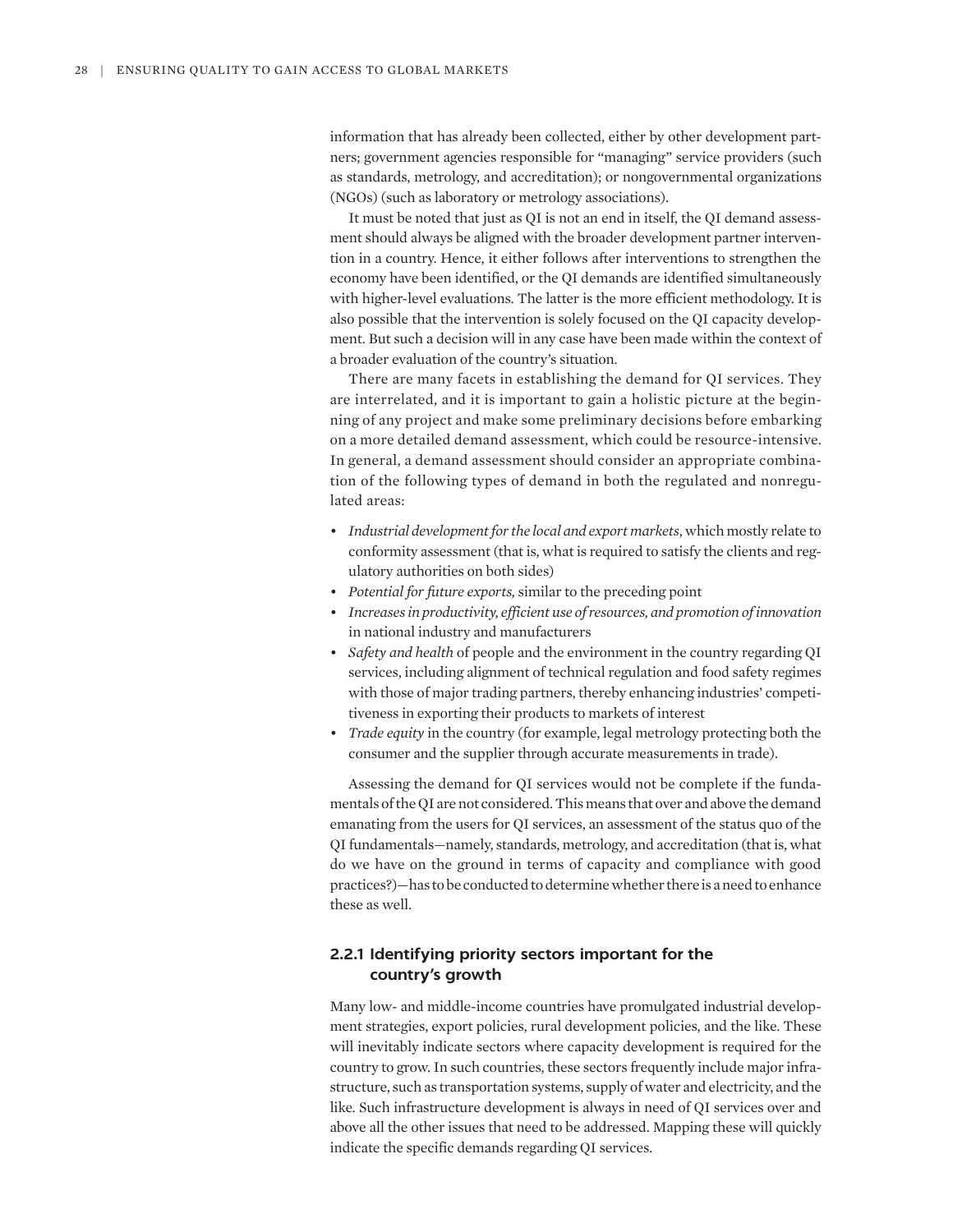information that has already been collected, either by other development partners; government agencies responsible for "managing" service providers (such as standards, metrology, and accreditation); or nongovernmental organizations (NGOs) (such as laboratory or metrology associations).

It must be noted that just as QI is not an end in itself, the QI demand assessment should always be aligned with the broader development partner intervention in a country. Hence, it either follows after interventions to strengthen the economy have been identified, or the QI demands are identified simultaneously with higher-level evaluations. The latter is the more efficient methodology. It is also possible that the intervention is solely focused on the QI capacity development. But such a decision will in any case have been made within the context of a broader evaluation of the country's situation.

There are many facets in establishing the demand for QI services. They are interrelated, and it is important to gain a holistic picture at the beginning of any project and make some preliminary decisions before embarking on a more detailed demand assessment, which could be resource-intensive. In general, a demand assessment should consider an appropriate combination of the following types of demand in both the regulated and nonregulated areas:

- *Industrial development for the local and export markets*, which mostly relate to conformity assessment (that is, what is required to satisfy the clients and regulatory authorities on both sides)
- *Potential for future exports,* similar to the preceding point
- *Increases in productivity, efficient use of resources, and promotion of innovation* in national industry and manufacturers
- *Safety and health* of people and the environment in the country regarding QI services, including alignment of technical regulation and food safety regimes with those of major trading partners, thereby enhancing industries' competitiveness in exporting their products to markets of interest
- *Trade equity* in the country (for example, legal metrology protecting both the consumer and the supplier through accurate measurements in trade).

Assessing the demand for QI services would not be complete if the fundamentals of the QI are not considered. This means that over and above the demand emanating from the users for QI services, an assessment of the status quo of the QI fundamentals—namely, standards, metrology, and accreditation (that is, what do we have on the ground in terms of capacity and compliance with good practices?)—has to be conducted to determine whether there is a need to enhance these as well.

### 2.2.1 Identifying priority sectors important for the country's growth

Many low- and middle-income countries have promulgated industrial development strategies, export policies, rural development policies, and the like. These will inevitably indicate sectors where capacity development is required for the country to grow. In such countries, these sectors frequently include major infrastructure, such as transportation systems, supply of water and electricity, and the like. Such infrastructure development is always in need of QI services over and above all the other issues that need to be addressed. Mapping these will quickly indicate the specific demands regarding QI services.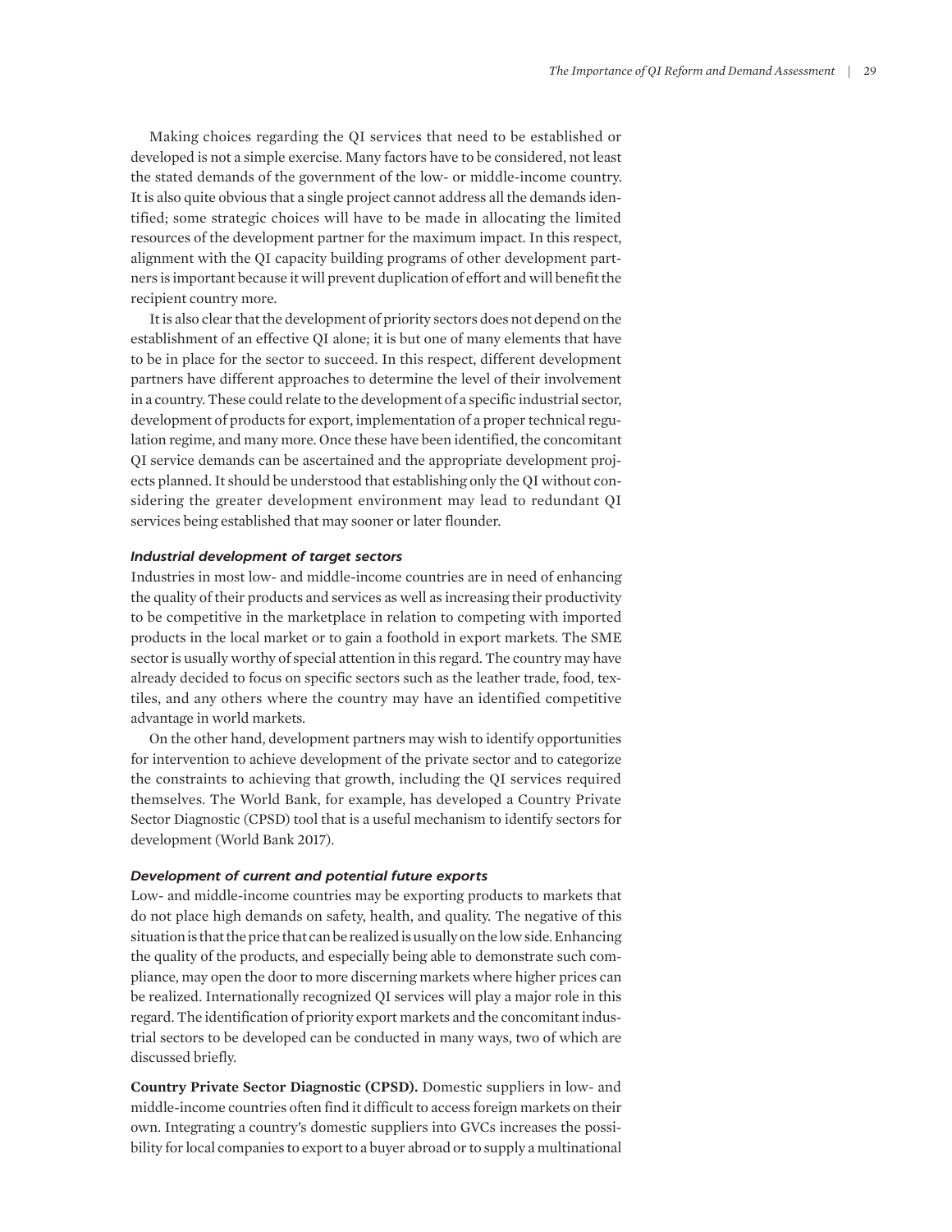Making choices regarding the QI services that need to be established or developed is not a simple exercise. Many factors have to be considered, not least the stated demands of the government of the low- or middle-income country. It is also quite obvious that a single project cannot address all the demands identified; some strategic choices will have to be made in allocating the limited resources of the development partner for the maximum impact. In this respect, alignment with the QI capacity building programs of other development partners is important because it will prevent duplication of effort and will benefit the recipient country more.

It is also clear that the development of priority sectors does not depend on the establishment of an effective QI alone; it is but one of many elements that have to be in place for the sector to succeed. In this respect, different development partners have different approaches to determine the level of their involvement in a country. These could relate to the development of a specific industrial sector, development of products for export, implementation of a proper technical regulation regime, and many more. Once these have been identified, the concomitant QI service demands can be ascertained and the appropriate development projects planned. It should be understood that establishing only the QI without considering the greater development environment may lead to redundant QI services being established that may sooner or later flounder.

#### *Industrial development of target sectors*

Industries in most low- and middle-income countries are in need of enhancing the quality of their products and services as well as increasing their productivity to be competitive in the marketplace in relation to competing with imported products in the local market or to gain a foothold in export markets. The SME sector is usually worthy of special attention in this regard. The country may have already decided to focus on specific sectors such as the leather trade, food, textiles, and any others where the country may have an identified competitive advantage in world markets.

On the other hand, development partners may wish to identify opportunities for intervention to achieve development of the private sector and to categorize the constraints to achieving that growth, including the QI services required themselves. The World Bank, for example, has developed a Country Private Sector Diagnostic (CPSD) tool that is a useful mechanism to identify sectors for development (World Bank 2017).

#### *Development of current and potential future exports*

Low- and middle-income countries may be exporting products to markets that do not place high demands on safety, health, and quality. The negative of this situation is that the price that can be realized is usually on the low side. Enhancing the quality of the products, and especially being able to demonstrate such compliance, may open the door to more discerning markets where higher prices can be realized. Internationally recognized QI services will play a major role in this regard. The identification of priority export markets and the concomitant industrial sectors to be developed can be conducted in many ways, two of which are discussed briefly.

**Country Private Sector Diagnostic (CPSD).** Domestic suppliers in low- and middle-income countries often find it difficult to access foreign markets on their own. Integrating a country's domestic suppliers into GVCs increases the possibility for local companies to export to a buyer abroad or to supply a multinational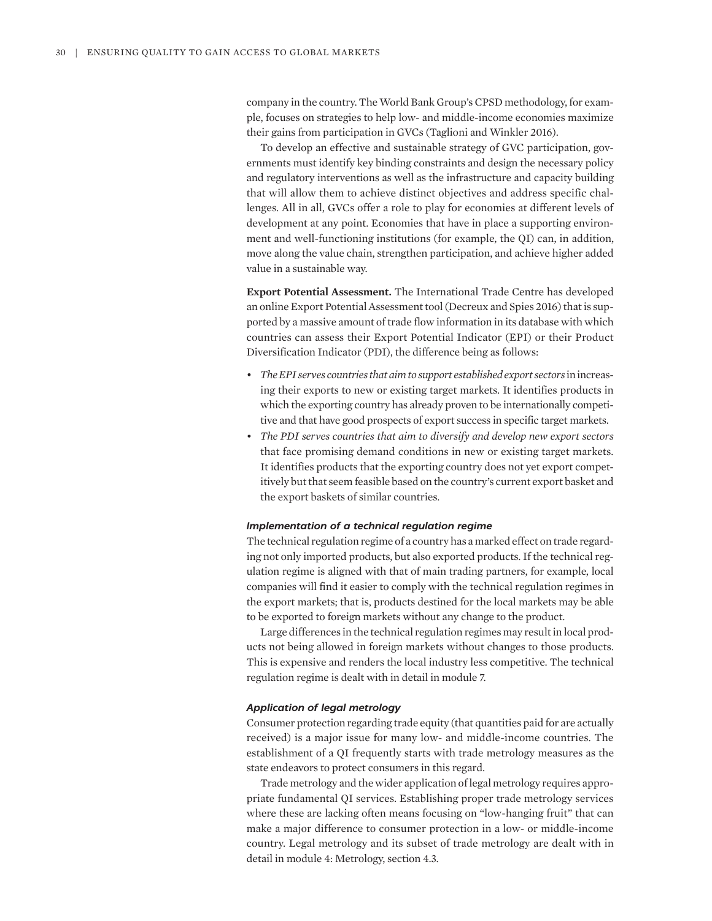company in the country. The World Bank Group's CPSD methodology, for example, focuses on strategies to help low- and middle-income economies maximize their gains from participation in GVCs (Taglioni and Winkler 2016).

To develop an effective and sustainable strategy of GVC participation, governments must identify key binding constraints and design the necessary policy and regulatory interventions as well as the infrastructure and capacity building that will allow them to achieve distinct objectives and address specific challenges. All in all, GVCs offer a role to play for economies at different levels of development at any point. Economies that have in place a supporting environment and well-functioning institutions (for example, the QI) can, in addition, move along the value chain, strengthen participation, and achieve higher added value in a sustainable way.

**Export Potential Assessment.** The International Trade Centre has developed an online Export Potential Assessment tool (Decreux and Spies 2016) that is supported by a massive amount of trade flow information in its database with which countries can assess their Export Potential Indicator (EPI) or their Product Diversification Indicator (PDI), the difference being as follows:

- *The EPI serves countries that aim to support established export sectors* in increasing their exports to new or existing target markets. It identifies products in which the exporting country has already proven to be internationally competitive and that have good prospects of export success in specific target markets.
- *The PDI serves countries that aim to diversify and develop new export sectors* that face promising demand conditions in new or existing target markets. It identifies products that the exporting country does not yet export competitively but that seem feasible based on the country's current export basket and the export baskets of similar countries.

#### *Implementation of a technical regulation regime*

The technical regulation regime of a country has a marked effect on trade regarding not only imported products, but also exported products. If the technical regulation regime is aligned with that of main trading partners, for example, local companies will find it easier to comply with the technical regulation regimes in the export markets; that is, products destined for the local markets may be able to be exported to foreign markets without any change to the product.

Large differences in the technical regulation regimes may result in local products not being allowed in foreign markets without changes to those products. This is expensive and renders the local industry less competitive. The technical regulation regime is dealt with in detail in module 7.

#### *Application of legal metrology*

Consumer protection regarding trade equity (that quantities paid for are actually received) is a major issue for many low- and middle-income countries. The establishment of a QI frequently starts with trade metrology measures as the state endeavors to protect consumers in this regard.

Trade metrology and the wider application of legal metrology requires appropriate fundamental QI services. Establishing proper trade metrology services where these are lacking often means focusing on "low-hanging fruit" that can make a major difference to consumer protection in a low- or middle-income country. Legal metrology and its subset of trade metrology are dealt with in detail in module 4: Metrology, section 4.3.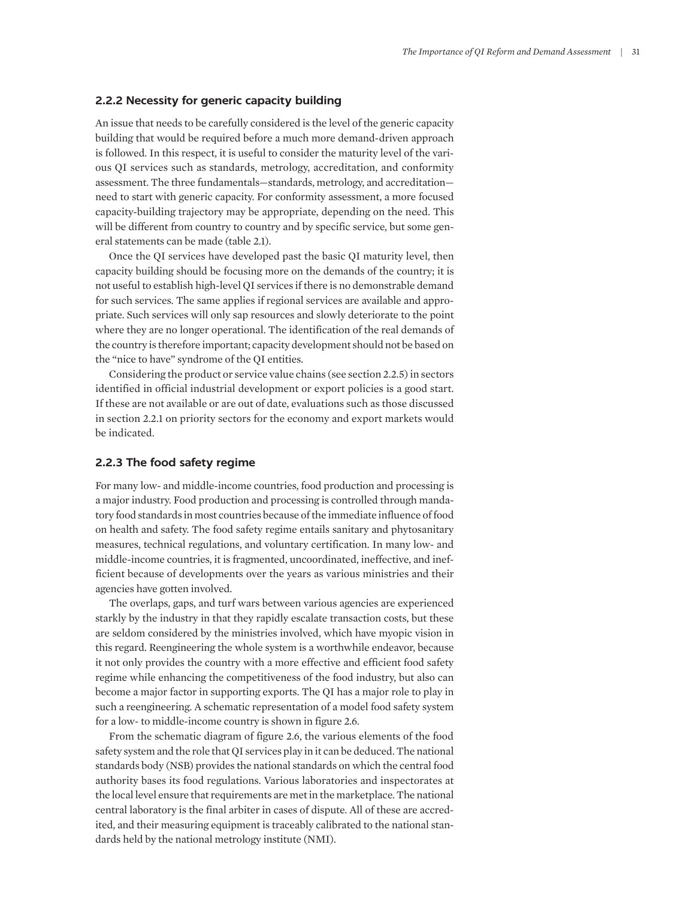### 2.2.2 Necessity for generic capacity building

An issue that needs to be carefully considered is the level of the generic capacity building that would be required before a much more demand-driven approach is followed. In this respect, it is useful to consider the maturity level of the various QI services such as standards, metrology, accreditation, and conformity assessment. The three fundamentals—standards, metrology, and accreditation—need to start with generic capacity. For conformity assessment, a more focused capacity-building trajectory may be appropriate, depending on the need. This will be different from country to country and by specific service, but some general statements can be made (table 2.1).

Once the QI services have developed past the basic QI maturity level, then capacity building should be focusing more on the demands of the country; it is not useful to establish high-level QI services if there is no demonstrable demand for such services. The same applies if regional services are available and appropriate. Such services will only sap resources and slowly deteriorate to the point where they are no longer operational. The identification of the real demands of the country is therefore important; capacity development should not be based on the "nice to have" syndrome of the QI entities.

Considering the product or service value chains (see section 2.2.5) in sectors identified in official industrial development or export policies is a good start. If these are not available or are out of date, evaluations such as those discussed in section 2.2.1 on priority sectors for the economy and export markets would be indicated.

### 2.2.3 The food safety regime

For many low- and middle-income countries, food production and processing is a major industry. Food production and processing is controlled through mandatory food standards in most countries because of the immediate influence of food on health and safety. The food safety regime entails sanitary and phytosanitary measures, technical regulations, and voluntary certification. In many low- and middle-income countries, it is fragmented, uncoordinated, ineffective, and inefficient because of developments over the years as various ministries and their agencies have gotten involved.

The overlaps, gaps, and turf wars between various agencies are experienced starkly by the industry in that they rapidly escalate transaction costs, but these are seldom considered by the ministries involved, which have myopic vision in this regard. Reengineering the whole system is a worthwhile endeavor, because it not only provides the country with a more effective and efficient food safety regime while enhancing the competitiveness of the food industry, but also can become a major factor in supporting exports. The QI has a major role to play in such a reengineering. A schematic representation of a model food safety system for a low- to middle-income country is shown in figure 2.6.

From the schematic diagram of figure 2.6, the various elements of the food safety system and the role that QI services play in it can be deduced. The national standards body (NSB) provides the national standards on which the central food authority bases its food regulations. Various laboratories and inspectorates at the local level ensure that requirements are met in the marketplace. The national central laboratory is the final arbiter in cases of dispute. All of these are accredited, and their measuring equipment is traceably calibrated to the national standards held by the national metrology institute (NMI).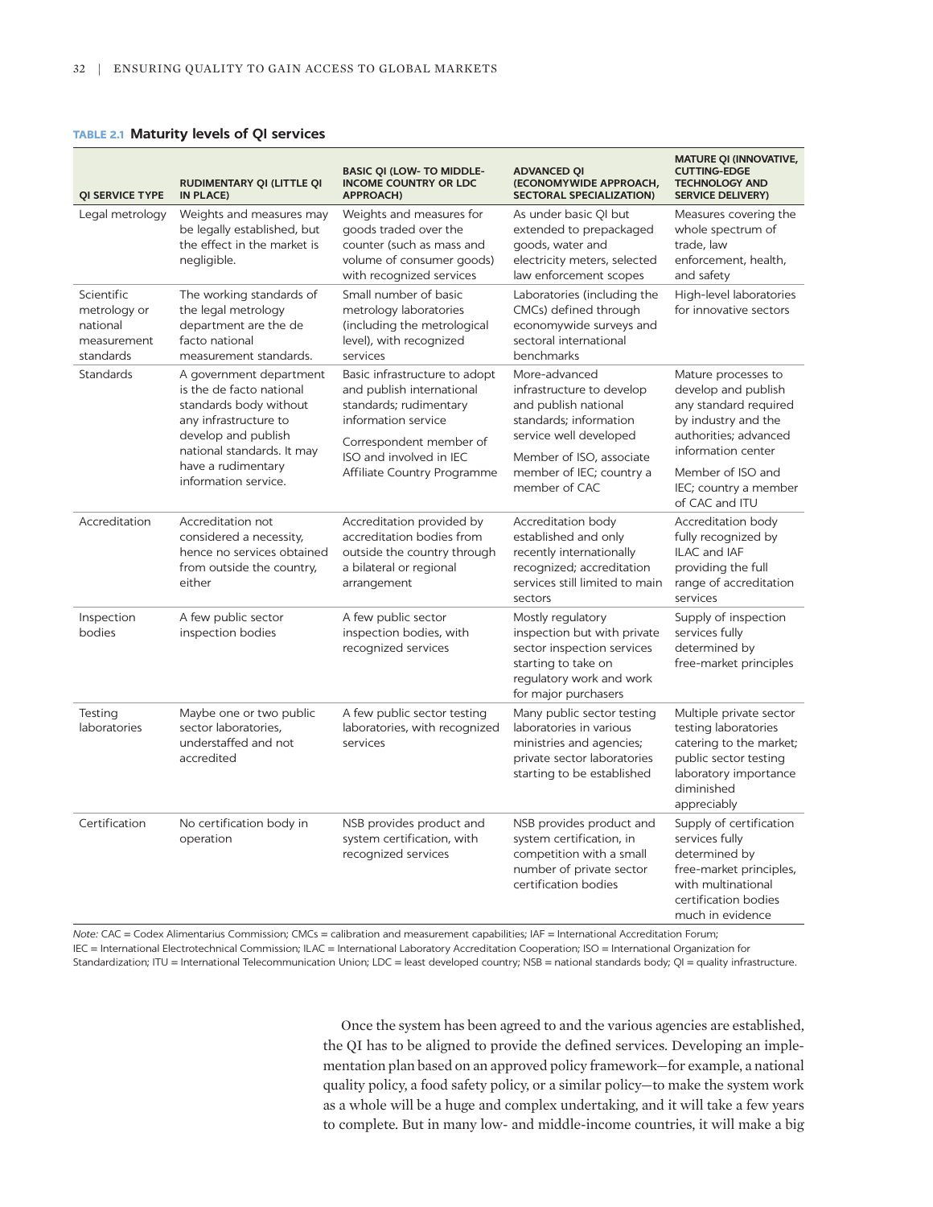**TABLE 2.1 Maturity levels of QI services**

| QI SERVICE TYPE | RUDIMENTARY QI (LITTLE QI IN PLACE) | BASIC QI (LOW- TO MIDDLE-INCOME COUNTRY OR LDC APPROACH) | ADVANCED QI (ECONOMYWIDE APPROACH, SECTORAL SPECIALIZATION) | MATURE QI (INNOVATIVE, CUTTING-EDGE TECHNOLOGY AND SERVICE DELIVERY) |
|---|---|---|---|---|
| Legal metrology | Weights and measures may be legally established, but the effect in the market is negligible. | Weights and measures for goods traded over the counter (such as mass and volume of consumer goods) with recognized services | As under basic QI but extended to prepackaged goods, water and electricity meters, selected law enforcement scopes | Measures covering the whole spectrum of trade, law enforcement, health, and safety |
| Scientific metrology or national measurement standards | The working standards of the legal metrology department are the de facto national measurement standards. | Small number of basic metrology laboratories (including the metrological level), with recognized services | Laboratories (including the CMCs) defined through economywide surveys and sectoral international benchmarks | High-level laboratories for innovative sectors |
| Standards | A government department is the de facto national standards body without any infrastructure to develop and publish national standards. It may have a rudimentary information service. | Basic infrastructure to adopt and publish international standards; rudimentary information service<br><br>Correspondent member of ISO and involved in IEC Affiliate Country Programme | More-advanced infrastructure to develop and publish national standards; information service well developed<br><br>Member of ISO, associate member of IEC; country a member of CAC | Mature processes to develop and publish any standard required by industry and the authorities; advanced information center<br><br>Member of ISO and IEC; country a member of CAC and ITU |
| Accreditation | Accreditation not considered a necessity, hence no services obtained from outside the country, either | Accreditation provided by accreditation bodies from outside the country through a bilateral or regional arrangement | Accreditation body established and only recently internationally recognized; accreditation services still limited to main sectors | Accreditation body fully recognized by ILAC and IAF providing the full range of accreditation services |
| Inspection bodies | A few public sector inspection bodies | A few public sector inspection bodies, with recognized services | Mostly regulatory inspection but with private sector inspection services starting to take on regulatory work and work for major purchasers | Supply of inspection services fully determined by free-market principles |
| Testing laboratories | Maybe one or two public sector laboratories, understaffed and not accredited | A few public sector testing laboratories, with recognized services | Many public sector testing laboratories in various ministries and agencies; private sector laboratories starting to be established | Multiple private sector testing laboratories catering to the market; public sector testing laboratory importance diminished appreciably |
| Certification | No certification body in operation | NSB provides product and system certification, with recognized services | NSB provides product and system certification, in competition with a small number of private sector certification bodies | Supply of certification services fully determined by free-market principles, with multinational certification bodies much in evidence |

*Note:* CAC = Codex Alimentarius Commission; CMCs = calibration and measurement capabilities; IAF = International Accreditation Forum; IEC = International Electrotechnical Commission; ILAC = International Laboratory Accreditation Cooperation; ISO = International Organization for Standardization; ITU = International Telecommunication Union; LDC = least developed country; NSB = national standards body; QI = quality infrastructure.

Once the system has been agreed to and the various agencies are established, the QI has to be aligned to provide the defined services. Developing an implementation plan based on an approved policy framework—for example, a national quality policy, a food safety policy, or a similar policy—to make the system work as a whole will be a huge and complex undertaking, and it will take a few years to complete. But in many low- and middle-income countries, it will make a big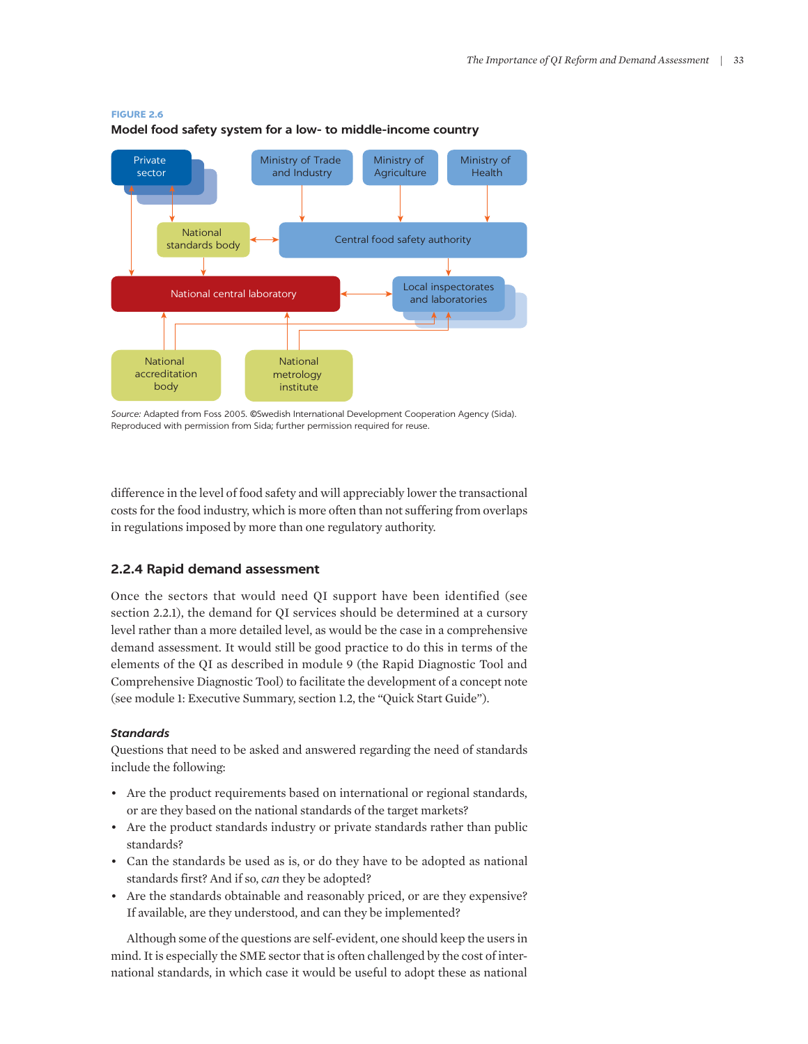**FIGURE 2.6**

**Model food safety system for a low- to middle-income country**

*Source:* Adapted from Foss 2005. ©Swedish International Development Cooperation Agency (Sida). Reproduced with permission from Sida; further permission required for reuse.

difference in the level of food safety and will appreciably lower the transactional costs for the food industry, which is more often than not suffering from overlaps in regulations imposed by more than one regulatory authority.

### 2.2.4 Rapid demand assessment

Once the sectors that would need QI support have been identified (see section 2.2.1), the demand for QI services should be determined at a cursory level rather than a more detailed level, as would be the case in a comprehensive demand assessment. It would still be good practice to do this in terms of the elements of the QI as described in module 9 (the Rapid Diagnostic Tool and Comprehensive Diagnostic Tool) to facilitate the development of a concept note (see module 1: Executive Summary, section 1.2, the "Quick Start Guide").

#### *Standards*

Questions that need to be asked and answered regarding the need of standards include the following:

- Are the product requirements based on international or regional standards, or are they based on the national standards of the target markets?
- Are the product standards industry or private standards rather than public standards?
- Can the standards be used as is, or do they have to be adopted as national standards first? And if so, *can* they be adopted?
- Are the standards obtainable and reasonably priced, or are they expensive? If available, are they understood, and can they be implemented?

Although some of the questions are self-evident, one should keep the users in mind. It is especially the SME sector that is often challenged by the cost of international standards, in which case it would be useful to adopt these as national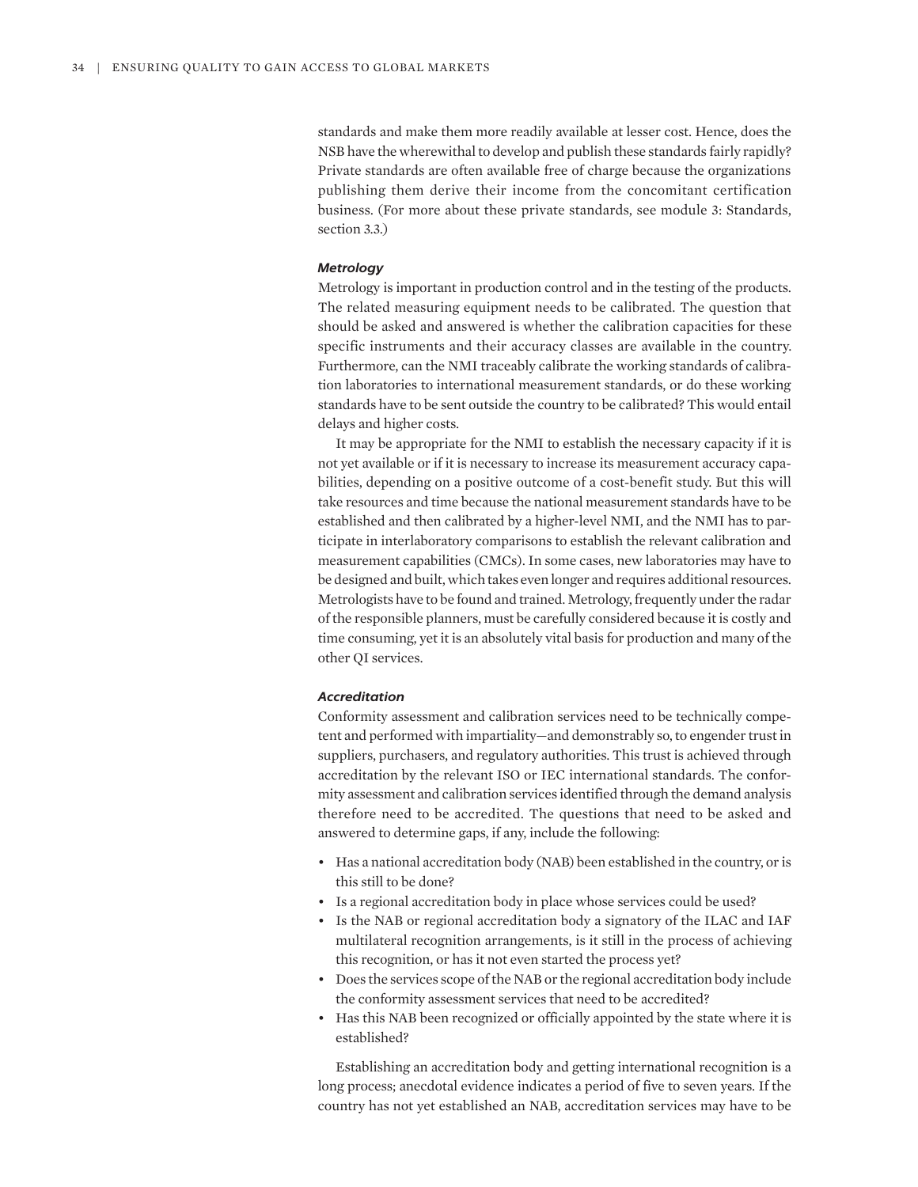standards and make them more readily available at lesser cost. Hence, does the NSB have the wherewithal to develop and publish these standards fairly rapidly? Private standards are often available free of charge because the organizations publishing them derive their income from the concomitant certification business. (For more about these private standards, see module 3: Standards, section 3.3.)

***Metrology***

Metrology is important in production control and in the testing of the products. The related measuring equipment needs to be calibrated. The question that should be asked and answered is whether the calibration capacities for these specific instruments and their accuracy classes are available in the country. Furthermore, can the NMI traceably calibrate the working standards of calibration laboratories to international measurement standards, or do these working standards have to be sent outside the country to be calibrated? This would entail delays and higher costs.

It may be appropriate for the NMI to establish the necessary capacity if it is not yet available or if it is necessary to increase its measurement accuracy capabilities, depending on a positive outcome of a cost-benefit study. But this will take resources and time because the national measurement standards have to be established and then calibrated by a higher-level NMI, and the NMI has to participate in interlaboratory comparisons to establish the relevant calibration and measurement capabilities (CMCs). In some cases, new laboratories may have to be designed and built, which takes even longer and requires additional resources. Metrologists have to be found and trained. Metrology, frequently under the radar of the responsible planners, must be carefully considered because it is costly and time consuming, yet it is an absolutely vital basis for production and many of the other QI services.

***Accreditation***

Conformity assessment and calibration services need to be technically competent and performed with impartiality—and demonstrably so, to engender trust in suppliers, purchasers, and regulatory authorities. This trust is achieved through accreditation by the relevant ISO or IEC international standards. The conformity assessment and calibration services identified through the demand analysis therefore need to be accredited. The questions that need to be asked and answered to determine gaps, if any, include the following:

- Has a national accreditation body (NAB) been established in the country, or is this still to be done?
- Is a regional accreditation body in place whose services could be used?
- Is the NAB or regional accreditation body a signatory of the ILAC and IAF multilateral recognition arrangements, is it still in the process of achieving this recognition, or has it not even started the process yet?
- Does the services scope of the NAB or the regional accreditation body include the conformity assessment services that need to be accredited?
- Has this NAB been recognized or officially appointed by the state where it is established?

Establishing an accreditation body and getting international recognition is a long process; anecdotal evidence indicates a period of five to seven years. If the country has not yet established an NAB, accreditation services may have to be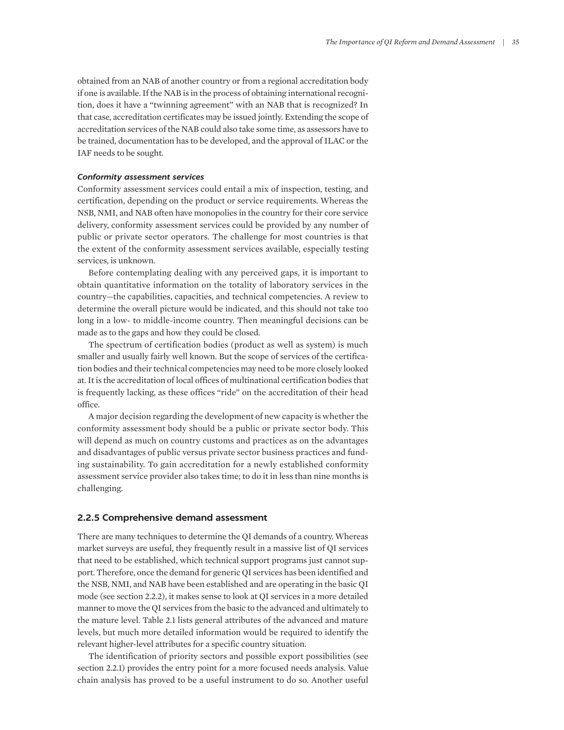obtained from an NAB of another country or from a regional accreditation body if one is available. If the NAB is in the process of obtaining international recognition, does it have a "twinning agreement" with an NAB that is recognized? In that case, accreditation certificates may be issued jointly. Extending the scope of accreditation services of the NAB could also take some time, as assessors have to be trained, documentation has to be developed, and the approval of ILAC or the IAF needs to be sought.

#### *Conformity assessment services*

Conformity assessment services could entail a mix of inspection, testing, and certification, depending on the product or service requirements. Whereas the NSB, NMI, and NAB often have monopolies in the country for their core service delivery, conformity assessment services could be provided by any number of public or private sector operators. The challenge for most countries is that the extent of the conformity assessment services available, especially testing services, is unknown.

Before contemplating dealing with any perceived gaps, it is important to obtain quantitative information on the totality of laboratory services in the country—the capabilities, capacities, and technical competencies. A review to determine the overall picture would be indicated, and this should not take too long in a low- to middle-income country. Then meaningful decisions can be made as to the gaps and how they could be closed.

The spectrum of certification bodies (product as well as system) is much smaller and usually fairly well known. But the scope of services of the certification bodies and their technical competencies may need to be more closely looked at. It is the accreditation of local offices of multinational certification bodies that is frequently lacking, as these offices "ride" on the accreditation of their head office.

A major decision regarding the development of new capacity is whether the conformity assessment body should be a public or private sector body. This will depend as much on country customs and practices as on the advantages and disadvantages of public versus private sector business practices and funding sustainability. To gain accreditation for a newly established conformity assessment service provider also takes time; to do it in less than nine months is challenging.

### 2.2.5 Comprehensive demand assessment

There are many techniques to determine the QI demands of a country. Whereas market surveys are useful, they frequently result in a massive list of QI services that need to be established, which technical support programs just cannot support. Therefore, once the demand for generic QI services has been identified and the NSB, NMI, and NAB have been established and are operating in the basic QI mode (see section 2.2.2), it makes sense to look at QI services in a more detailed manner to move the QI services from the basic to the advanced and ultimately to the mature level. Table 2.1 lists general attributes of the advanced and mature levels, but much more detailed information would be required to identify the relevant higher-level attributes for a specific country situation.

The identification of priority sectors and possible export possibilities (see section 2.2.1) provides the entry point for a more focused needs analysis. Value chain analysis has proved to be a useful instrument to do so. Another useful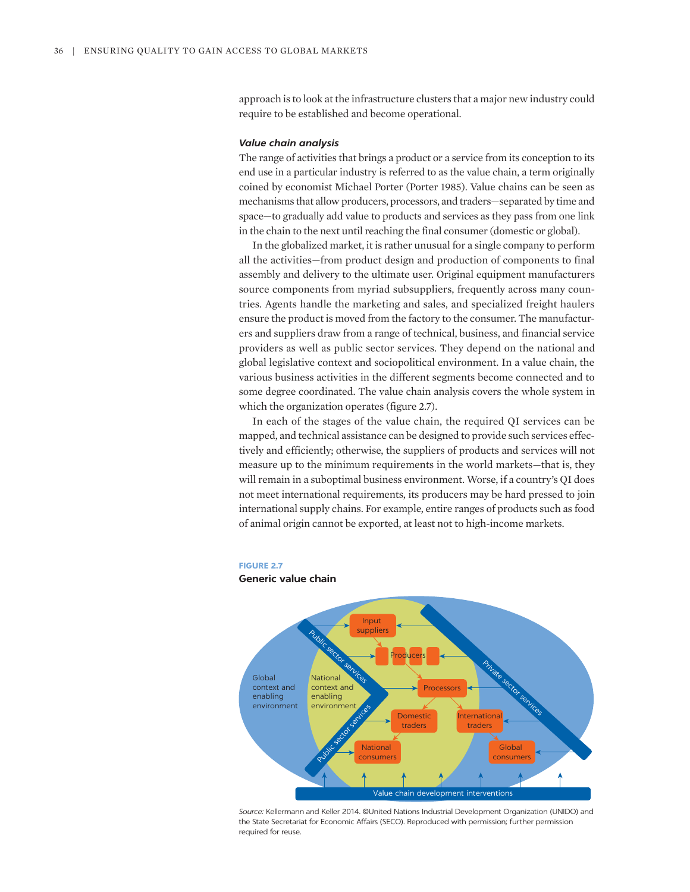approach is to look at the infrastructure clusters that a major new industry could require to be established and become operational.

#### *Value chain analysis*

The range of activities that brings a product or a service from its conception to its end use in a particular industry is referred to as the value chain, a term originally coined by economist Michael Porter (Porter 1985). Value chains can be seen as mechanisms that allow producers, processors, and traders—separated by time and space—to gradually add value to products and services as they pass from one link in the chain to the next until reaching the final consumer (domestic or global).

In the globalized market, it is rather unusual for a single company to perform all the activities—from product design and production of components to final assembly and delivery to the ultimate user. Original equipment manufacturers source components from myriad subsuppliers, frequently across many countries. Agents handle the marketing and sales, and specialized freight haulers ensure the product is moved from the factory to the consumer. The manufacturers and suppliers draw from a range of technical, business, and financial service providers as well as public sector services. They depend on the national and global legislative context and sociopolitical environment. In a value chain, the various business activities in the different segments become connected and to some degree coordinated. The value chain analysis covers the whole system in which the organization operates (figure 2.7).

In each of the stages of the value chain, the required QI services can be mapped, and technical assistance can be designed to provide such services effectively and efficiently; otherwise, the suppliers of products and services will not measure up to the minimum requirements in the world markets—that is, they will remain in a suboptimal business environment. Worse, if a country's QI does not meet international requirements, its producers may be hard pressed to join international supply chains. For example, entire ranges of products such as food of animal origin cannot be exported, at least not to high-income markets.

**FIGURE 2.7**

**Generic value chain**

*Source:* Kellermann and Keller 2014. ©United Nations Industrial Development Organization (UNIDO) and the State Secretariat for Economic Affairs (SECO). Reproduced with permission; further permission required for reuse.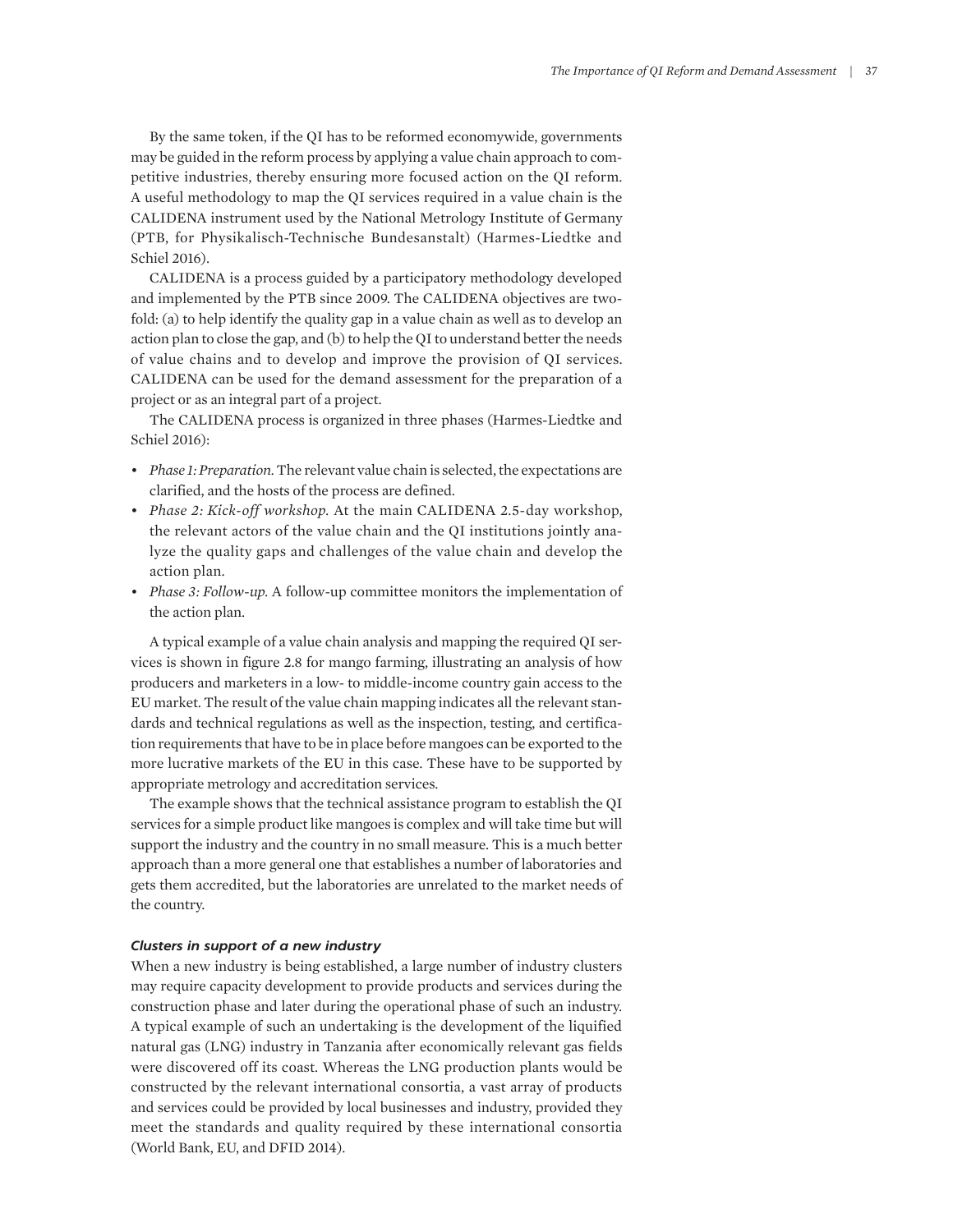By the same token, if the QI has to be reformed economywide, governments may be guided in the reform process by applying a value chain approach to competitive industries, thereby ensuring more focused action on the QI reform. A useful methodology to map the QI services required in a value chain is the CALIDENA instrument used by the National Metrology Institute of Germany (PTB, for Physikalisch-Technische Bundesanstalt) (Harmes-Liedtke and Schiel 2016).

CALIDENA is a process guided by a participatory methodology developed and implemented by the PTB since 2009. The CALIDENA objectives are twofold: (a) to help identify the quality gap in a value chain as well as to develop an action plan to close the gap, and (b) to help the QI to understand better the needs of value chains and to develop and improve the provision of QI services. CALIDENA can be used for the demand assessment for the preparation of a project or as an integral part of a project.

The CALIDENA process is organized in three phases (Harmes-Liedtke and Schiel 2016):

- *Phase 1: Preparation.* The relevant value chain is selected, the expectations are clarified, and the hosts of the process are defined.
- *Phase 2: Kick-off workshop.* At the main CALIDENA 2.5-day workshop, the relevant actors of the value chain and the QI institutions jointly analyze the quality gaps and challenges of the value chain and develop the action plan.
- *Phase 3: Follow-up.* A follow-up committee monitors the implementation of the action plan.

A typical example of a value chain analysis and mapping the required QI services is shown in figure 2.8 for mango farming, illustrating an analysis of how producers and marketers in a low- to middle-income country gain access to the EU market. The result of the value chain mapping indicates all the relevant standards and technical regulations as well as the inspection, testing, and certification requirements that have to be in place before mangoes can be exported to the more lucrative markets of the EU in this case. These have to be supported by appropriate metrology and accreditation services.

The example shows that the technical assistance program to establish the QI services for a simple product like mangoes is complex and will take time but will support the industry and the country in no small measure. This is a much better approach than a more general one that establishes a number of laboratories and gets them accredited, but the laboratories are unrelated to the market needs of the country.

#### *Clusters in support of a new industry*

When a new industry is being established, a large number of industry clusters may require capacity development to provide products and services during the construction phase and later during the operational phase of such an industry. A typical example of such an undertaking is the development of the liquified natural gas (LNG) industry in Tanzania after economically relevant gas fields were discovered off its coast. Whereas the LNG production plants would be constructed by the relevant international consortia, a vast array of products and services could be provided by local businesses and industry, provided they meet the standards and quality required by these international consortia (World Bank, EU, and DFID 2014).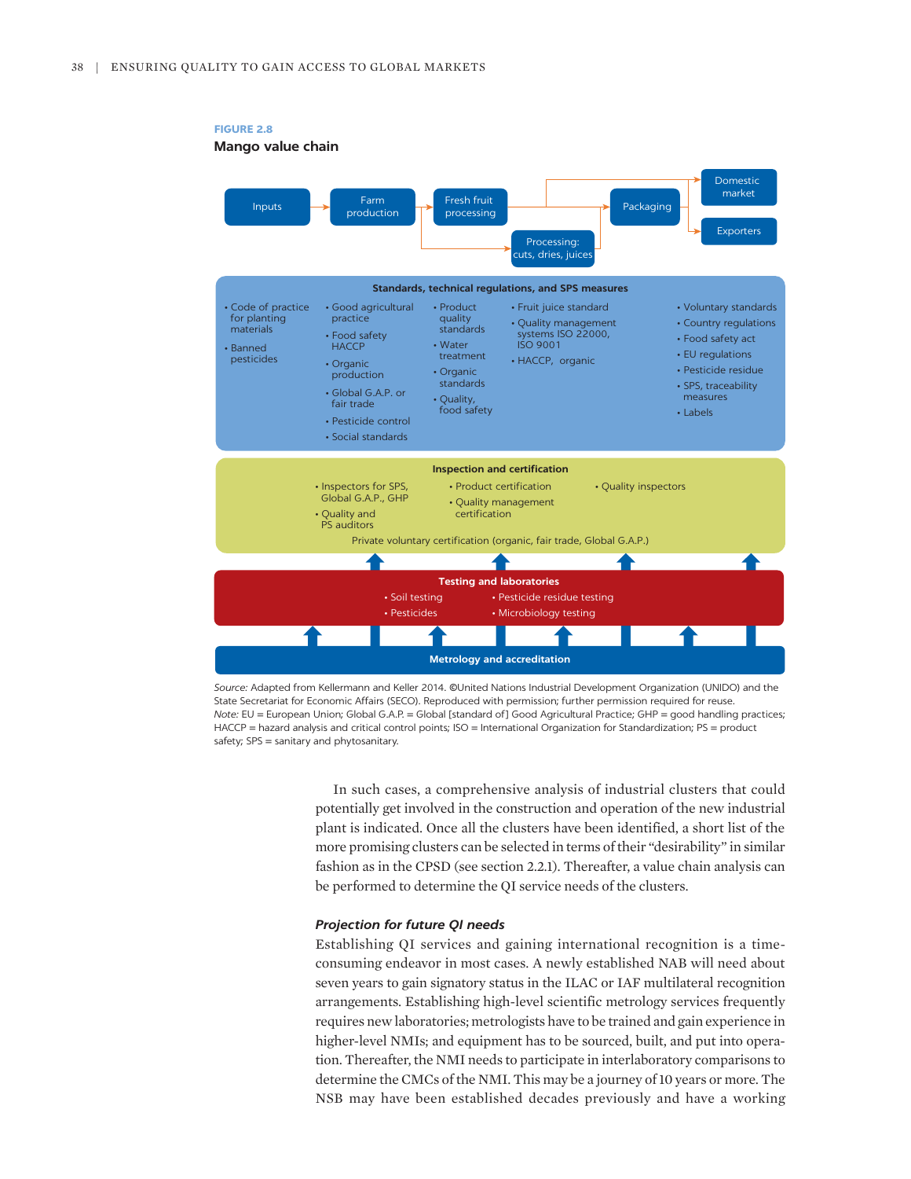**FIGURE 2.8**

**Mango value chain**

Inputs → Farm production → Fresh fruit processing → Packaging → Domestic market / Exporters

Processing: cuts, dries, juices

**Standards, technical regulations, and SPS measures**

- Code of practice for planting materials
- Banned pesticides

- Good agricultural practice
- Food safety HACCP
- Organic production
- Global G.A.P. or fair trade
- Pesticide control
- Social standards

- Product quality standards
- Water treatment
- Organic standards
- Quality, food safety

- Fruit juice standard
- Quality management systems ISO 22000, ISO 9001
- HACCP, organic

- Voluntary standards
- Country regulations
- Food safety act
- EU regulations
- Pesticide residue
- SPS, traceability measures
- Labels

**Inspection and certification**

- Inspectors for SPS, Global G.A.P., GHP
- Quality and PS auditors

- Product certification
- Quality management certification

- Quality inspectors

Private voluntary certification (organic, fair trade, Global G.A.P.)

**Testing and laboratories**

- Soil testing
- Pesticides

- Pesticide residue testing
- Microbiology testing

**Metrology and accreditation**

*Source:* Adapted from Kellermann and Keller 2014. ©United Nations Industrial Development Organization (UNIDO) and the State Secretariat for Economic Affairs (SECO). Reproduced with permission; further permission required for reuse.
*Note:* EU = European Union; Global G.A.P. = Global [standard of] Good Agricultural Practice; GHP = good handling practices; HACCP = hazard analysis and critical control points; ISO = International Organization for Standardization; PS = product safety; SPS = sanitary and phytosanitary.

In such cases, a comprehensive analysis of industrial clusters that could potentially get involved in the construction and operation of the new industrial plant is indicated. Once all the clusters have been identified, a short list of the more promising clusters can be selected in terms of their "desirability" in similar fashion as in the CPSD (see section 2.2.1). Thereafter, a value chain analysis can be performed to determine the QI service needs of the clusters.

### *Projection for future QI needs*

Establishing QI services and gaining international recognition is a time-consuming endeavor in most cases. A newly established NAB will need about seven years to gain signatory status in the ILAC or IAF multilateral recognition arrangements. Establishing high-level scientific metrology services frequently requires new laboratories; metrologists have to be trained and gain experience in higher-level NMIs; and equipment has to be sourced, built, and put into operation. Thereafter, the NMI needs to participate in interlaboratory comparisons to determine the CMCs of the NMI. This may be a journey of 10 years or more. The NSB may have been established decades previously and have a working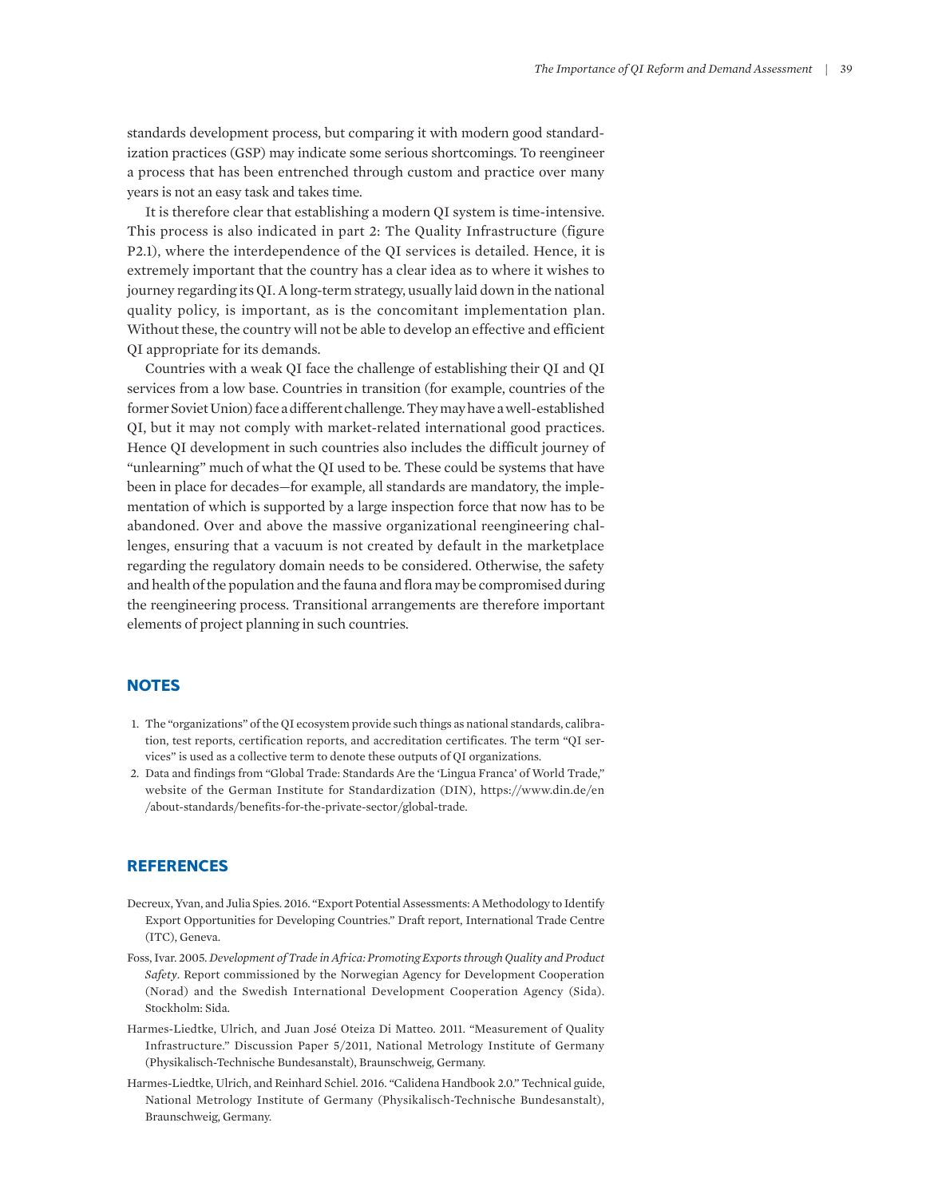standards development process, but comparing it with modern good standardization practices (GSP) may indicate some serious shortcomings. To reengineer a process that has been entrenched through custom and practice over many years is not an easy task and takes time.

It is therefore clear that establishing a modern QI system is time-intensive. This process is also indicated in part 2: The Quality Infrastructure (figure P2.1), where the interdependence of the QI services is detailed. Hence, it is extremely important that the country has a clear idea as to where it wishes to journey regarding its QI. A long-term strategy, usually laid down in the national quality policy, is important, as is the concomitant implementation plan. Without these, the country will not be able to develop an effective and efficient QI appropriate for its demands.

Countries with a weak QI face the challenge of establishing their QI and QI services from a low base. Countries in transition (for example, countries of the former Soviet Union) face a different challenge. They may have a well-established QI, but it may not comply with market-related international good practices. Hence QI development in such countries also includes the difficult journey of "unlearning" much of what the QI used to be. These could be systems that have been in place for decades—for example, all standards are mandatory, the implementation of which is supported by a large inspection force that now has to be abandoned. Over and above the massive organizational reengineering challenges, ensuring that a vacuum is not created by default in the marketplace regarding the regulatory domain needs to be considered. Otherwise, the safety and health of the population and the fauna and flora may be compromised during the reengineering process. Transitional arrangements are therefore important elements of project planning in such countries.

## NOTES

1. The "organizations" of the QI ecosystem provide such things as national standards, calibration, test reports, certification reports, and accreditation certificates. The term "QI services" is used as a collective term to denote these outputs of QI organizations.
2. Data and findings from "Global Trade: Standards Are the 'Lingua Franca' of World Trade," website of the German Institute for Standardization (DIN), https://www.din.de/en/about-standards/benefits-for-the-private-sector/global-trade.

## REFERENCES

Decreux, Yvan, and Julia Spies. 2016. "Export Potential Assessments: A Methodology to Identify Export Opportunities for Developing Countries." Draft report, International Trade Centre (ITC), Geneva.

Foss, Ivar. 2005. *Development of Trade in Africa: Promoting Exports through Quality and Product Safety*. Report commissioned by the Norwegian Agency for Development Cooperation (Norad) and the Swedish International Development Cooperation Agency (Sida). Stockholm: Sida.

Harmes-Liedtke, Ulrich, and Juan José Oteiza Di Matteo. 2011. "Measurement of Quality Infrastructure." Discussion Paper 5/2011, National Metrology Institute of Germany (Physikalisch-Technische Bundesanstalt), Braunschweig, Germany.

Harmes-Liedtke, Ulrich, and Reinhard Schiel. 2016. "Calidena Handbook 2.0." Technical guide, National Metrology Institute of Germany (Physikalisch-Technische Bundesanstalt), Braunschweig, Germany.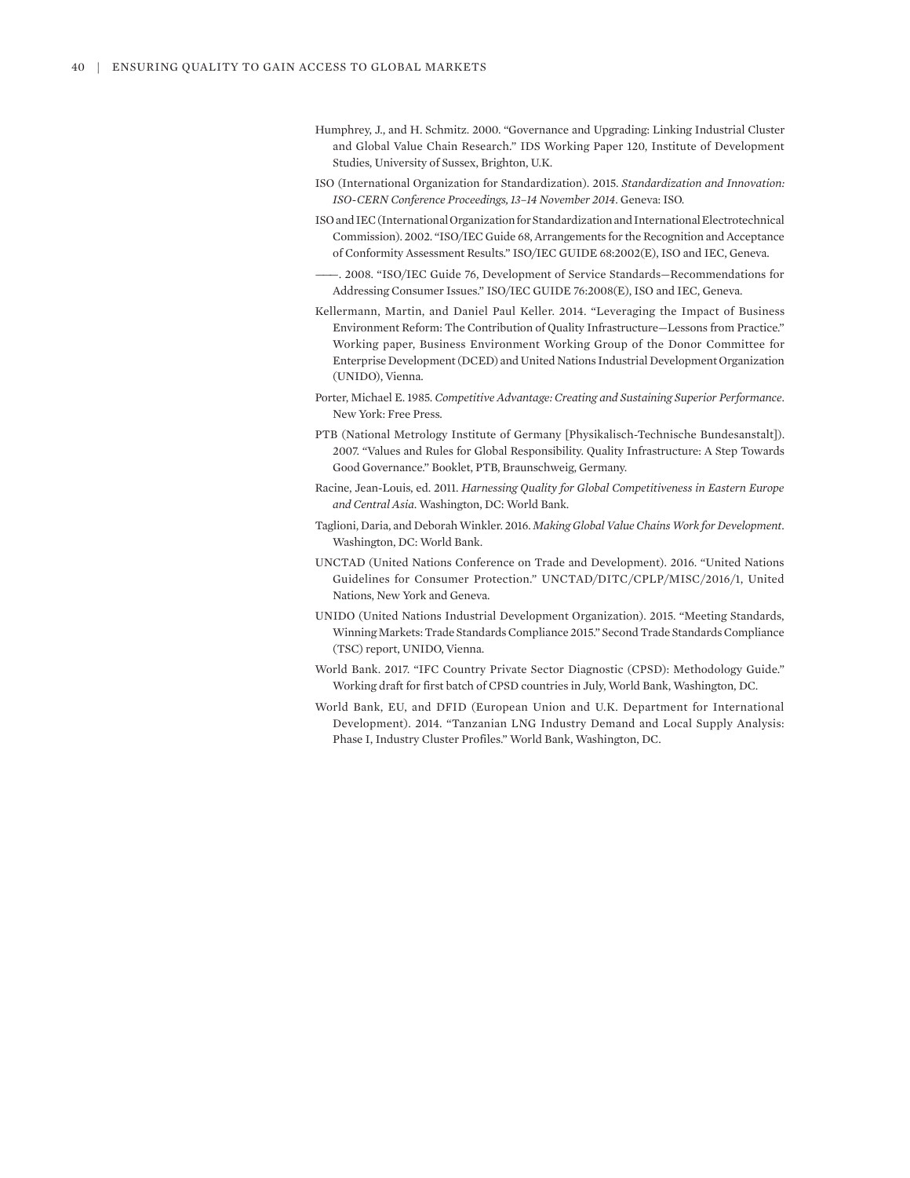Humphrey, J., and H. Schmitz. 2000. "Governance and Upgrading: Linking Industrial Cluster and Global Value Chain Research." IDS Working Paper 120, Institute of Development Studies, University of Sussex, Brighton, U.K.

ISO (International Organization for Standardization). 2015. *Standardization and Innovation: ISO-CERN Conference Proceedings, 13–14 November 2014*. Geneva: ISO.

ISO and IEC (International Organization for Standardization and International Electrotechnical Commission). 2002. "ISO/IEC Guide 68, Arrangements for the Recognition and Acceptance of Conformity Assessment Results." ISO/IEC GUIDE 68:2002(E), ISO and IEC, Geneva.

———. 2008. "ISO/IEC Guide 76, Development of Service Standards—Recommendations for Addressing Consumer Issues." ISO/IEC GUIDE 76:2008(E), ISO and IEC, Geneva.

Kellermann, Martin, and Daniel Paul Keller. 2014. "Leveraging the Impact of Business Environment Reform: The Contribution of Quality Infrastructure—Lessons from Practice." Working paper, Business Environment Working Group of the Donor Committee for Enterprise Development (DCED) and United Nations Industrial Development Organization (UNIDO), Vienna.

Porter, Michael E. 1985. *Competitive Advantage: Creating and Sustaining Superior Performance*. New York: Free Press.

PTB (National Metrology Institute of Germany [Physikalisch-Technische Bundesanstalt]). 2007. "Values and Rules for Global Responsibility. Quality Infrastructure: A Step Towards Good Governance." Booklet, PTB, Braunschweig, Germany.

Racine, Jean-Louis, ed. 2011. *Harnessing Quality for Global Competitiveness in Eastern Europe and Central Asia*. Washington, DC: World Bank.

Taglioni, Daria, and Deborah Winkler. 2016. *Making Global Value Chains Work for Development*. Washington, DC: World Bank.

UNCTAD (United Nations Conference on Trade and Development). 2016. "United Nations Guidelines for Consumer Protection." UNCTAD/DITC/CPLP/MISC/2016/1, United Nations, New York and Geneva.

UNIDO (United Nations Industrial Development Organization). 2015. "Meeting Standards, Winning Markets: Trade Standards Compliance 2015." Second Trade Standards Compliance (TSC) report, UNIDO, Vienna.

World Bank. 2017. "IFC Country Private Sector Diagnostic (CPSD): Methodology Guide." Working draft for first batch of CPSD countries in July, World Bank, Washington, DC.

World Bank, EU, and DFID (European Union and U.K. Department for International Development). 2014. "Tanzanian LNG Industry Demand and Local Supply Analysis: Phase I, Industry Cluster Profiles." World Bank, Washington, DC.